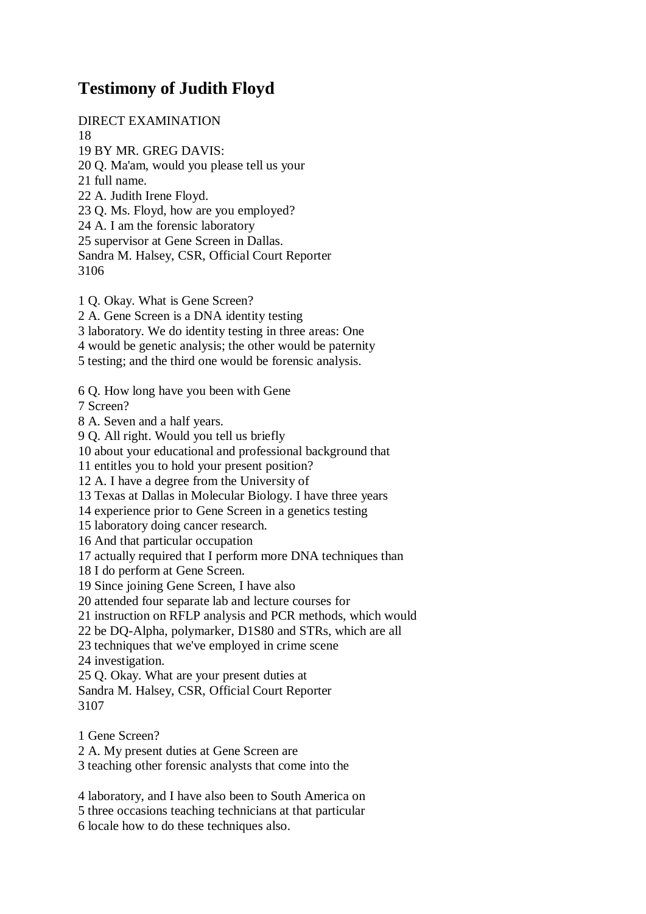# Testimony of Judith Floyd

DIRECT EXAMINATION
18
19 BY MR. GREG DAVIS:
20 Q. Ma'am, would you please tell us your
21 full name.
22 A. Judith Irene Floyd.
23 Q. Ms. Floyd, how are you employed?
24 A. I am the forensic laboratory
25 supervisor at Gene Screen in Dallas.

1 Q. Okay. What is Gene Screen?
2 A. Gene Screen is a DNA identity testing
3 laboratory. We do identity testing in three areas: One
4 would be genetic analysis; the other would be paternity
5 testing; and the third one would be forensic analysis.

6 Q. How long have you been with Gene
7 Screen?
8 A. Seven and a half years.
9 Q. All right. Would you tell us briefly
10 about your educational and professional background that
11 entitles you to hold your present position?
12 A. I have a degree from the University of
13 Texas at Dallas in Molecular Biology. I have three years
14 experience prior to Gene Screen in a genetics testing
15 laboratory doing cancer research.
16 And that particular occupation
17 actually required that I perform more DNA techniques than
18 I do perform at Gene Screen.
19 Since joining Gene Screen, I have also
20 attended four separate lab and lecture courses for
21 instruction on RFLP analysis and PCR methods, which would
22 be DQ-Alpha, polymarker, D1S80 and STRs, which are all
23 techniques that we've employed in crime scene
24 investigation.
25 Q. Okay. What are your present duties at

1 Gene Screen?
2 A. My present duties at Gene Screen are
3 teaching other forensic analysts that come into the

4 laboratory, and I have also been to South America on
5 three occasions teaching technicians at that particular
6 locale how to do these techniques also.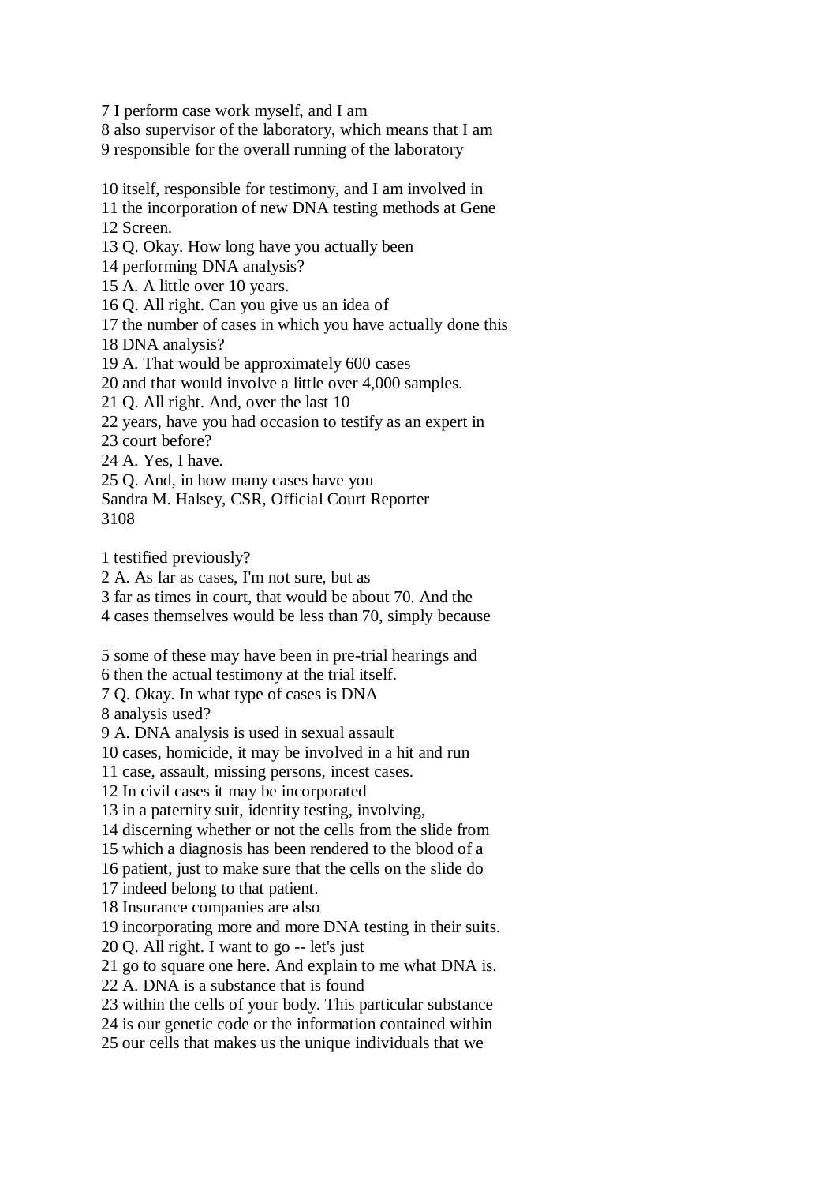7 I perform case work myself, and I am
8 also supervisor of the laboratory, which means that I am
9 responsible for the overall running of the laboratory

10 itself, responsible for testimony, and I am involved in
11 the incorporation of new DNA testing methods at Gene
12 Screen.
13 Q. Okay. How long have you actually been
14 performing DNA analysis?
15 A. A little over 10 years.
16 Q. All right. Can you give us an idea of
17 the number of cases in which you have actually done this
18 DNA analysis?
19 A. That would be approximately 600 cases
20 and that would involve a little over 4,000 samples.
21 Q. All right. And, over the last 10
22 years, have you had occasion to testify as an expert in
23 court before?
24 A. Yes, I have.
25 Q. And, in how many cases have you
Sandra M. Halsey, CSR, Official Court Reporter
3108

1 testified previously?
2 A. As far as cases, I'm not sure, but as
3 far as times in court, that would be about 70. And the
4 cases themselves would be less than 70, simply because

5 some of these may have been in pre-trial hearings and
6 then the actual testimony at the trial itself.
7 Q. Okay. In what type of cases is DNA
8 analysis used?
9 A. DNA analysis is used in sexual assault
10 cases, homicide, it may be involved in a hit and run
11 case, assault, missing persons, incest cases.
12 In civil cases it may be incorporated
13 in a paternity suit, identity testing, involving,
14 discerning whether or not the cells from the slide from
15 which a diagnosis has been rendered to the blood of a
16 patient, just to make sure that the cells on the slide do
17 indeed belong to that patient.
18 Insurance companies are also
19 incorporating more and more DNA testing in their suits.
20 Q. All right. I want to go -- let's just
21 go to square one here. And explain to me what DNA is.
22 A. DNA is a substance that is found
23 within the cells of your body. This particular substance
24 is our genetic code or the information contained within
25 our cells that makes us the unique individuals that we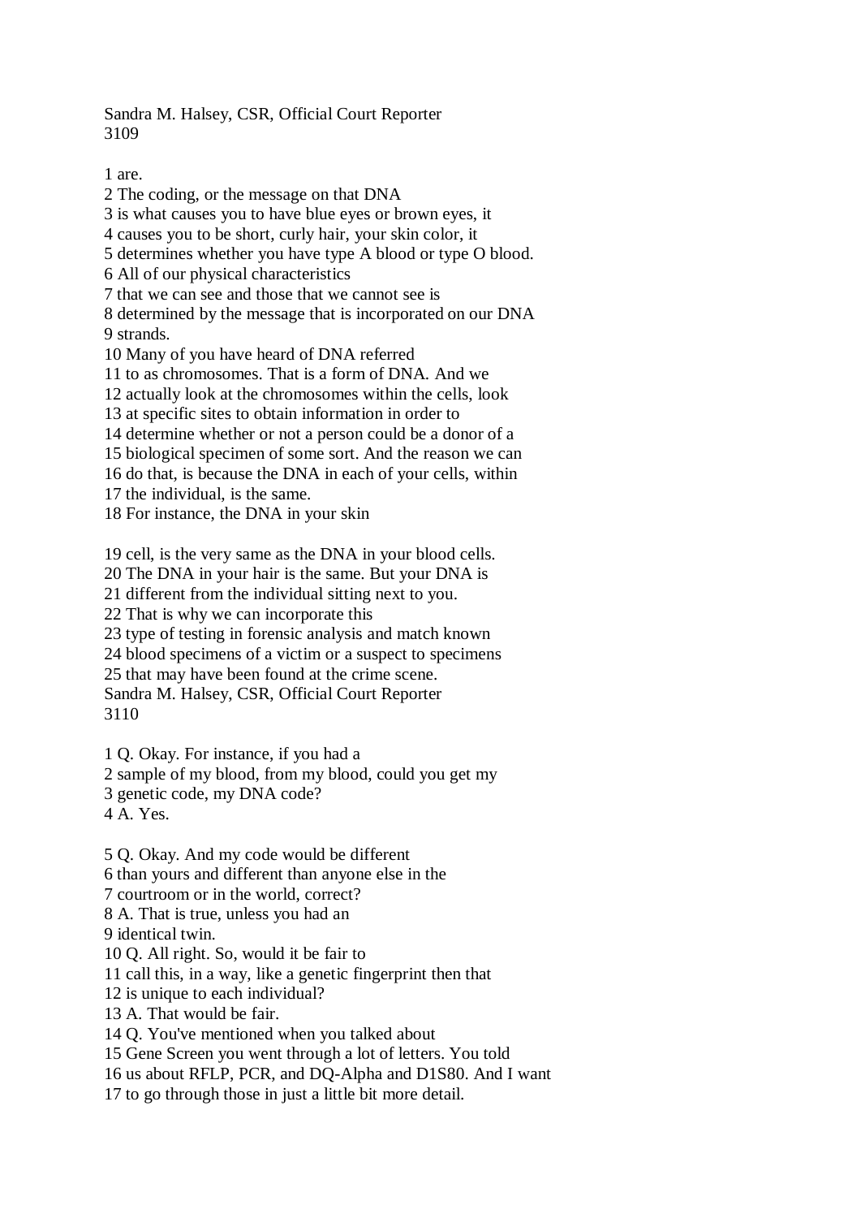1 are.
2 The coding, or the message on that DNA
3 is what causes you to have blue eyes or brown eyes, it
4 causes you to be short, curly hair, your skin color, it
5 determines whether you have type A blood or type O blood.
6 All of our physical characteristics
7 that we can see and those that we cannot see is
8 determined by the message that is incorporated on our DNA
9 strands.
10 Many of you have heard of DNA referred
11 to as chromosomes. That is a form of DNA. And we
12 actually look at the chromosomes within the cells, look
13 at specific sites to obtain information in order to
14 determine whether or not a person could be a donor of a
15 biological specimen of some sort. And the reason we can
16 do that, is because the DNA in each of your cells, within
17 the individual, is the same.
18 For instance, the DNA in your skin

19 cell, is the very same as the DNA in your blood cells.
20 The DNA in your hair is the same. But your DNA is
21 different from the individual sitting next to you.
22 That is why we can incorporate this
23 type of testing in forensic analysis and match known
24 blood specimens of a victim or a suspect to specimens
25 that may have been found at the crime scene.

1 Q. Okay. For instance, if you had a
2 sample of my blood, from my blood, could you get my
3 genetic code, my DNA code?
4 A. Yes.

5 Q. Okay. And my code would be different
6 than yours and different than anyone else in the
7 courtroom or in the world, correct?
8 A. That is true, unless you had an
9 identical twin.
10 Q. All right. So, would it be fair to
11 call this, in a way, like a genetic fingerprint then that
12 is unique to each individual?
13 A. That would be fair.
14 Q. You've mentioned when you talked about
15 Gene Screen you went through a lot of letters. You told
16 us about RFLP, PCR, and DQ-Alpha and D1S80. And I want
17 to go through those in just a little bit more detail.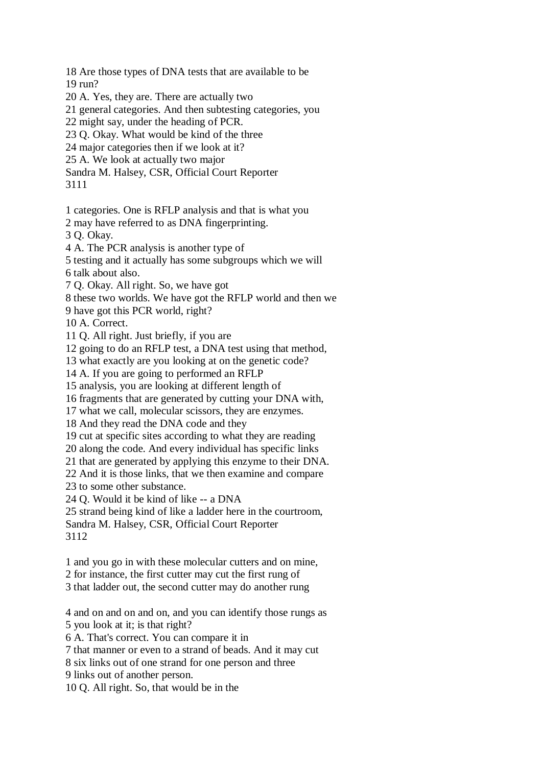18 Are those types of DNA tests that are available to be
19 run?
20 A. Yes, they are. There are actually two
21 general categories. And then subtesting categories, you
22 might say, under the heading of PCR.
23 Q. Okay. What would be kind of the three
24 major categories then if we look at it?
25 A. We look at actually two major

1 categories. One is RFLP analysis and that is what you
2 may have referred to as DNA fingerprinting.
3 Q. Okay.
4 A. The PCR analysis is another type of
5 testing and it actually has some subgroups which we will
6 talk about also.
7 Q. Okay. All right. So, we have got
8 these two worlds. We have got the RFLP world and then we
9 have got this PCR world, right?
10 A. Correct.
11 Q. All right. Just briefly, if you are
12 going to do an RFLP test, a DNA test using that method,
13 what exactly are you looking at on the genetic code?
14 A. If you are going to performed an RFLP
15 analysis, you are looking at different length of
16 fragments that are generated by cutting your DNA with,
17 what we call, molecular scissors, they are enzymes.
18 And they read the DNA code and they
19 cut at specific sites according to what they are reading
20 along the code. And every individual has specific links
21 that are generated by applying this enzyme to their DNA.
22 And it is those links, that we then examine and compare
23 to some other substance.
24 Q. Would it be kind of like -- a DNA
25 strand being kind of like a ladder here in the courtroom,

1 and you go in with these molecular cutters and on mine,
2 for instance, the first cutter may cut the first rung of
3 that ladder out, the second cutter may do another rung

4 and on and on and on, and you can identify those rungs as
5 you look at it; is that right?
6 A. That's correct. You can compare it in
7 that manner or even to a strand of beads. And it may cut
8 six links out of one strand for one person and three
9 links out of another person.
10 Q. All right. So, that would be in the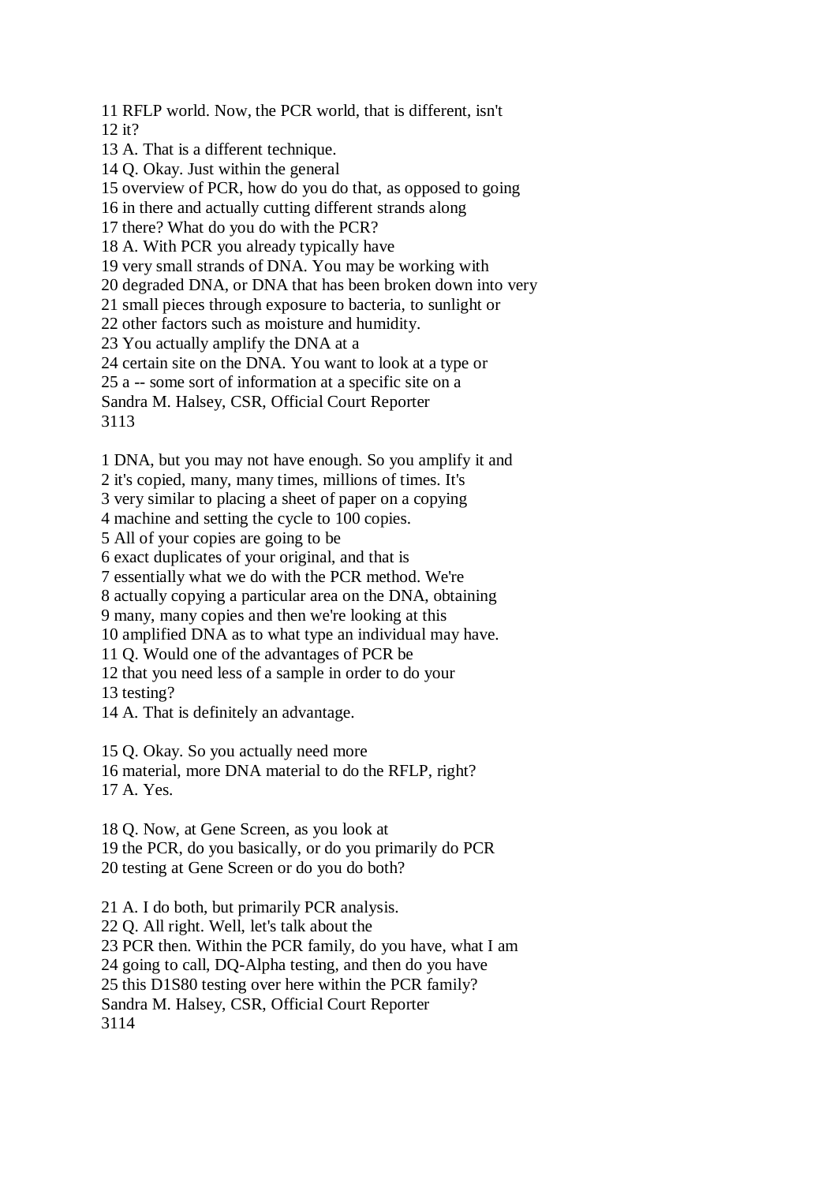11 RFLP world. Now, the PCR world, that is different, isn't
12 it?
13 A. That is a different technique.
14 Q. Okay. Just within the general
15 overview of PCR, how do you do that, as opposed to going
16 in there and actually cutting different strands along
17 there? What do you do with the PCR?
18 A. With PCR you already typically have
19 very small strands of DNA. You may be working with
20 degraded DNA, or DNA that has been broken down into very
21 small pieces through exposure to bacteria, to sunlight or
22 other factors such as moisture and humidity.
23 You actually amplify the DNA at a
24 certain site on the DNA. You want to look at a type or
25 a -- some sort of information at a specific site on a
Sandra M. Halsey, CSR, Official Court Reporter
3113

1 DNA, but you may not have enough. So you amplify it and
2 it's copied, many, many times, millions of times. It's
3 very similar to placing a sheet of paper on a copying
4 machine and setting the cycle to 100 copies.
5 All of your copies are going to be
6 exact duplicates of your original, and that is
7 essentially what we do with the PCR method. We're
8 actually copying a particular area on the DNA, obtaining
9 many, many copies and then we're looking at this
10 amplified DNA as to what type an individual may have.
11 Q. Would one of the advantages of PCR be
12 that you need less of a sample in order to do your
13 testing?
14 A. That is definitely an advantage.

15 Q. Okay. So you actually need more
16 material, more DNA material to do the RFLP, right?
17 A. Yes.

18 Q. Now, at Gene Screen, as you look at
19 the PCR, do you basically, or do you primarily do PCR
20 testing at Gene Screen or do you do both?

21 A. I do both, but primarily PCR analysis.
22 Q. All right. Well, let's talk about the
23 PCR then. Within the PCR family, do you have, what I am
24 going to call, DQ-Alpha testing, and then do you have
25 this D1S80 testing over here within the PCR family?
Sandra M. Halsey, CSR, Official Court Reporter
3114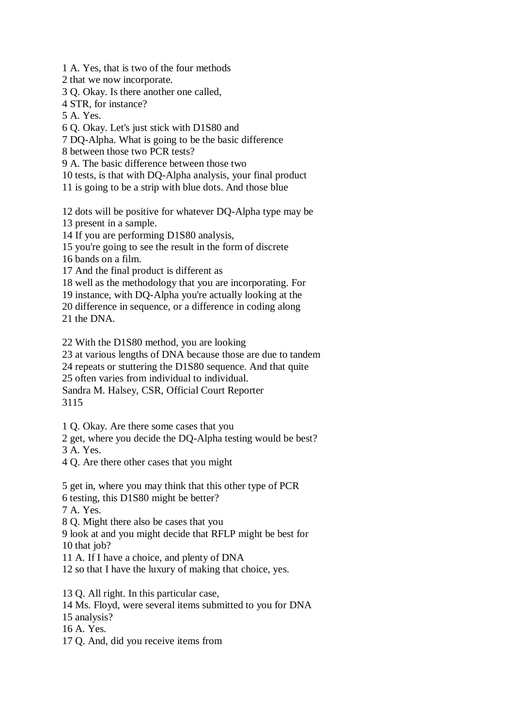1 A. Yes, that is two of the four methods
2 that we now incorporate.
3 Q. Okay. Is there another one called,
4 STR, for instance?
5 A. Yes.
6 Q. Okay. Let's just stick with D1S80 and
7 DQ-Alpha. What is going to be the basic difference
8 between those two PCR tests?
9 A. The basic difference between those two
10 tests, is that with DQ-Alpha analysis, your final product
11 is going to be a strip with blue dots. And those blue

12 dots will be positive for whatever DQ-Alpha type may be
13 present in a sample.
14 If you are performing D1S80 analysis,
15 you're going to see the result in the form of discrete
16 bands on a film.
17 And the final product is different as
18 well as the methodology that you are incorporating. For
19 instance, with DQ-Alpha you're actually looking at the
20 difference in sequence, or a difference in coding along
21 the DNA.

22 With the D1S80 method, you are looking
23 at various lengths of DNA because those are due to tandem
24 repeats or stuttering the D1S80 sequence. And that quite
25 often varies from individual to individual.
Sandra M. Halsey, CSR, Official Court Reporter
3115

1 Q. Okay. Are there some cases that you
2 get, where you decide the DQ-Alpha testing would be best?
3 A. Yes.
4 Q. Are there other cases that you might

5 get in, where you may think that this other type of PCR
6 testing, this D1S80 might be better?
7 A. Yes.
8 Q. Might there also be cases that you
9 look at and you might decide that RFLP might be best for
10 that job?
11 A. If I have a choice, and plenty of DNA
12 so that I have the luxury of making that choice, yes.

13 Q. All right. In this particular case,
14 Ms. Floyd, were several items submitted to you for DNA
15 analysis?
16 A. Yes.
17 Q. And, did you receive items from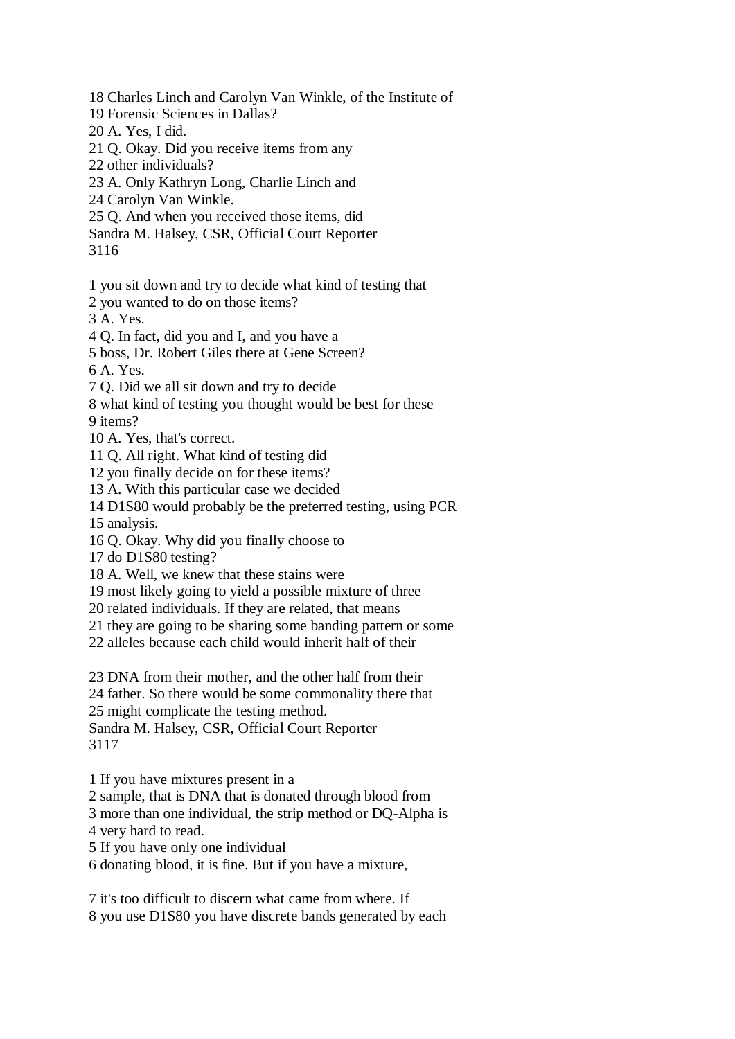18 Charles Linch and Carolyn Van Winkle, of the Institute of
19 Forensic Sciences in Dallas?
20 A. Yes, I did.
21 Q. Okay. Did you receive items from any
22 other individuals?
23 A. Only Kathryn Long, Charlie Linch and
24 Carolyn Van Winkle.
25 Q. And when you received those items, did
Sandra M. Halsey, CSR, Official Court Reporter

1 you sit down and try to decide what kind of testing that
2 you wanted to do on those items?
3 A. Yes.
4 Q. In fact, did you and I, and you have a
5 boss, Dr. Robert Giles there at Gene Screen?
6 A. Yes.
7 Q. Did we all sit down and try to decide
8 what kind of testing you thought would be best for these
9 items?
10 A. Yes, that's correct.
11 Q. All right. What kind of testing did
12 you finally decide on for these items?
13 A. With this particular case we decided
14 D1S80 would probably be the preferred testing, using PCR
15 analysis.
16 Q. Okay. Why did you finally choose to
17 do D1S80 testing?
18 A. Well, we knew that these stains were
19 most likely going to yield a possible mixture of three
20 related individuals. If they are related, that means
21 they are going to be sharing some banding pattern or some
22 alleles because each child would inherit half of their

23 DNA from their mother, and the other half from their
24 father. So there would be some commonality there that
25 might complicate the testing method.
Sandra M. Halsey, CSR, Official Court Reporter

1 If you have mixtures present in a
2 sample, that is DNA that is donated through blood from
3 more than one individual, the strip method or DQ-Alpha is
4 very hard to read.
5 If you have only one individual
6 donating blood, it is fine. But if you have a mixture,

7 it's too difficult to discern what came from where. If
8 you use D1S80 you have discrete bands generated by each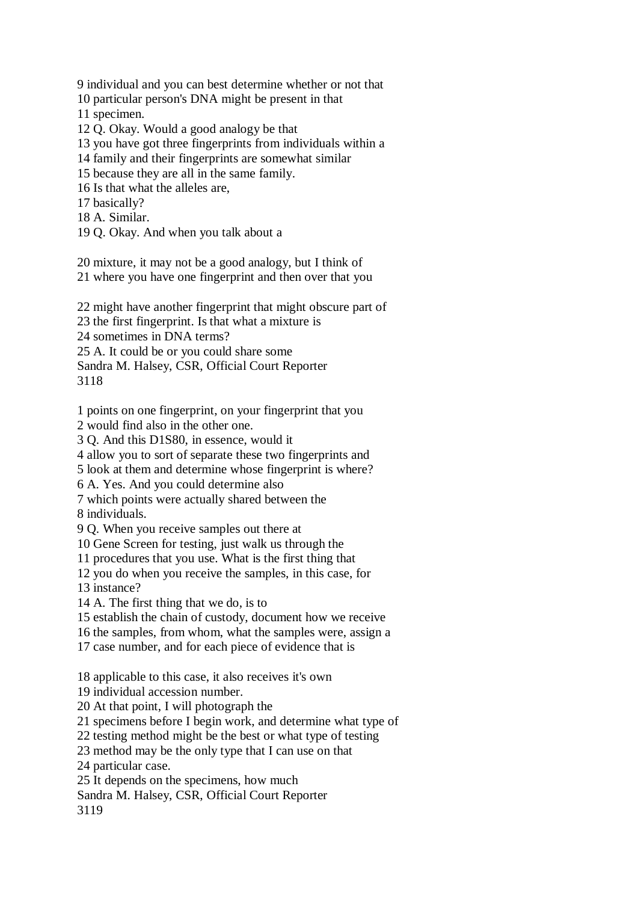9 individual and you can best determine whether or not that
10 particular person's DNA might be present in that
11 specimen.
12 Q. Okay. Would a good analogy be that
13 you have got three fingerprints from individuals within a
14 family and their fingerprints are somewhat similar
15 because they are all in the same family.
16 Is that what the alleles are,
17 basically?
18 A. Similar.
19 Q. Okay. And when you talk about a

20 mixture, it may not be a good analogy, but I think of
21 where you have one fingerprint and then over that you

22 might have another fingerprint that might obscure part of
23 the first fingerprint. Is that what a mixture is
24 sometimes in DNA terms?
25 A. It could be or you could share some
Sandra M. Halsey, CSR, Official Court Reporter
3118

1 points on one fingerprint, on your fingerprint that you
2 would find also in the other one.
3 Q. And this D1S80, in essence, would it
4 allow you to sort of separate these two fingerprints and
5 look at them and determine whose fingerprint is where?
6 A. Yes. And you could determine also
7 which points were actually shared between the
8 individuals.
9 Q. When you receive samples out there at
10 Gene Screen for testing, just walk us through the
11 procedures that you use. What is the first thing that
12 you do when you receive the samples, in this case, for
13 instance?
14 A. The first thing that we do, is to
15 establish the chain of custody, document how we receive
16 the samples, from whom, what the samples were, assign a
17 case number, and for each piece of evidence that is

18 applicable to this case, it also receives it's own
19 individual accession number.
20 At that point, I will photograph the
21 specimens before I begin work, and determine what type of
22 testing method might be the best or what type of testing
23 method may be the only type that I can use on that
24 particular case.
25 It depends on the specimens, how much
Sandra M. Halsey, CSR, Official Court Reporter
3119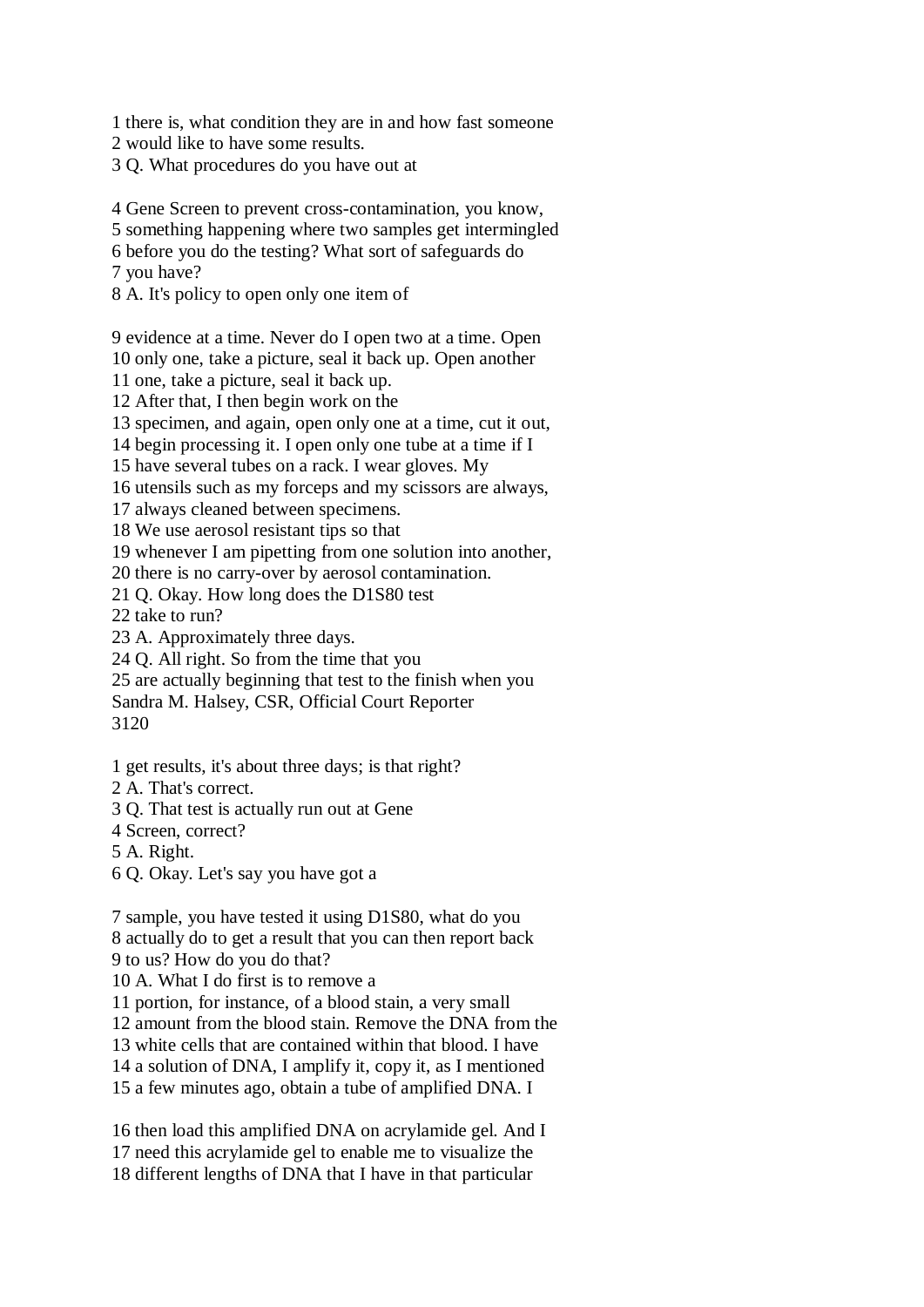1 there is, what condition they are in and how fast someone
2 would like to have some results.
3 Q. What procedures do you have out at

4 Gene Screen to prevent cross-contamination, you know,
5 something happening where two samples get intermingled
6 before you do the testing? What sort of safeguards do
7 you have?
8 A. It's policy to open only one item of

9 evidence at a time. Never do I open two at a time. Open
10 only one, take a picture, seal it back up. Open another
11 one, take a picture, seal it back up.
12 After that, I then begin work on the
13 specimen, and again, open only one at a time, cut it out,
14 begin processing it. I open only one tube at a time if I
15 have several tubes on a rack. I wear gloves. My
16 utensils such as my forceps and my scissors are always,
17 always cleaned between specimens.
18 We use aerosol resistant tips so that
19 whenever I am pipetting from one solution into another,
20 there is no carry-over by aerosol contamination.
21 Q. Okay. How long does the D1S80 test
22 take to run?
23 A. Approximately three days.
24 Q. All right. So from the time that you
25 are actually beginning that test to the finish when you
Sandra M. Halsey, CSR, Official Court Reporter
3120

1 get results, it's about three days; is that right?
2 A. That's correct.
3 Q. That test is actually run out at Gene
4 Screen, correct?
5 A. Right.
6 Q. Okay. Let's say you have got a

7 sample, you have tested it using D1S80, what do you
8 actually do to get a result that you can then report back
9 to us? How do you do that?
10 A. What I do first is to remove a
11 portion, for instance, of a blood stain, a very small
12 amount from the blood stain. Remove the DNA from the
13 white cells that are contained within that blood. I have
14 a solution of DNA, I amplify it, copy it, as I mentioned
15 a few minutes ago, obtain a tube of amplified DNA. I

16 then load this amplified DNA on acrylamide gel. And I
17 need this acrylamide gel to enable me to visualize the
18 different lengths of DNA that I have in that particular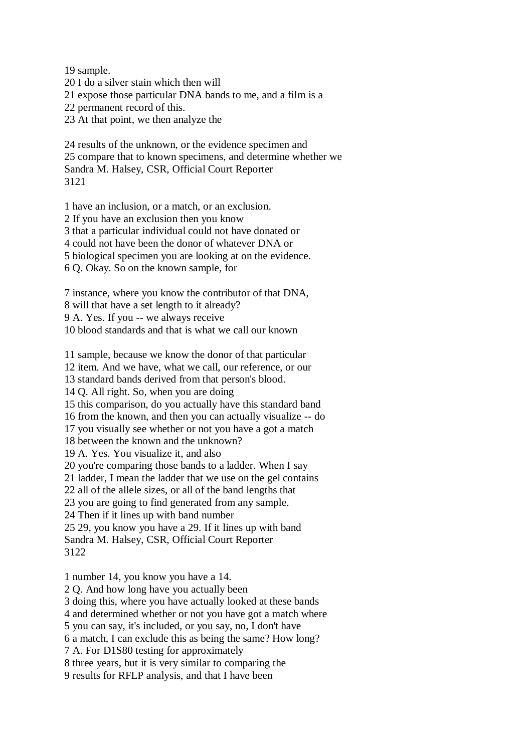19 sample.
20 I do a silver stain which then will
21 expose those particular DNA bands to me, and a film is a
22 permanent record of this.
23 At that point, we then analyze the

24 results of the unknown, or the evidence specimen and
25 compare that to known specimens, and determine whether we

1 have an inclusion, or a match, or an exclusion.
2 If you have an exclusion then you know
3 that a particular individual could not have donated or
4 could not have been the donor of whatever DNA or
5 biological specimen you are looking at on the evidence.
6 Q. Okay. So on the known sample, for

7 instance, where you know the contributor of that DNA,
8 will that have a set length to it already?
9 A. Yes. If you -- we always receive
10 blood standards and that is what we call our known

11 sample, because we know the donor of that particular
12 item. And we have, what we call, our reference, or our
13 standard bands derived from that person's blood.
14 Q. All right. So, when you are doing
15 this comparison, do you actually have this standard band
16 from the known, and then you can actually visualize -- do
17 you visually see whether or not you have a got a match
18 between the known and the unknown?
19 A. Yes. You visualize it, and also
20 you're comparing those bands to a ladder. When I say
21 ladder, I mean the ladder that we use on the gel contains
22 all of the allele sizes, or all of the band lengths that
23 you are going to find generated from any sample.
24 Then if it lines up with band number
25 29, you know you have a 29. If it lines up with band

1 number 14, you know you have a 14.
2 Q. And how long have you actually been
3 doing this, where you have actually looked at these bands
4 and determined whether or not you have got a match where
5 you can say, it's included, or you say, no, I don't have
6 a match, I can exclude this as being the same? How long?
7 A. For D1S80 testing for approximately
8 three years, but it is very similar to comparing the
9 results for RFLP analysis, and that I have been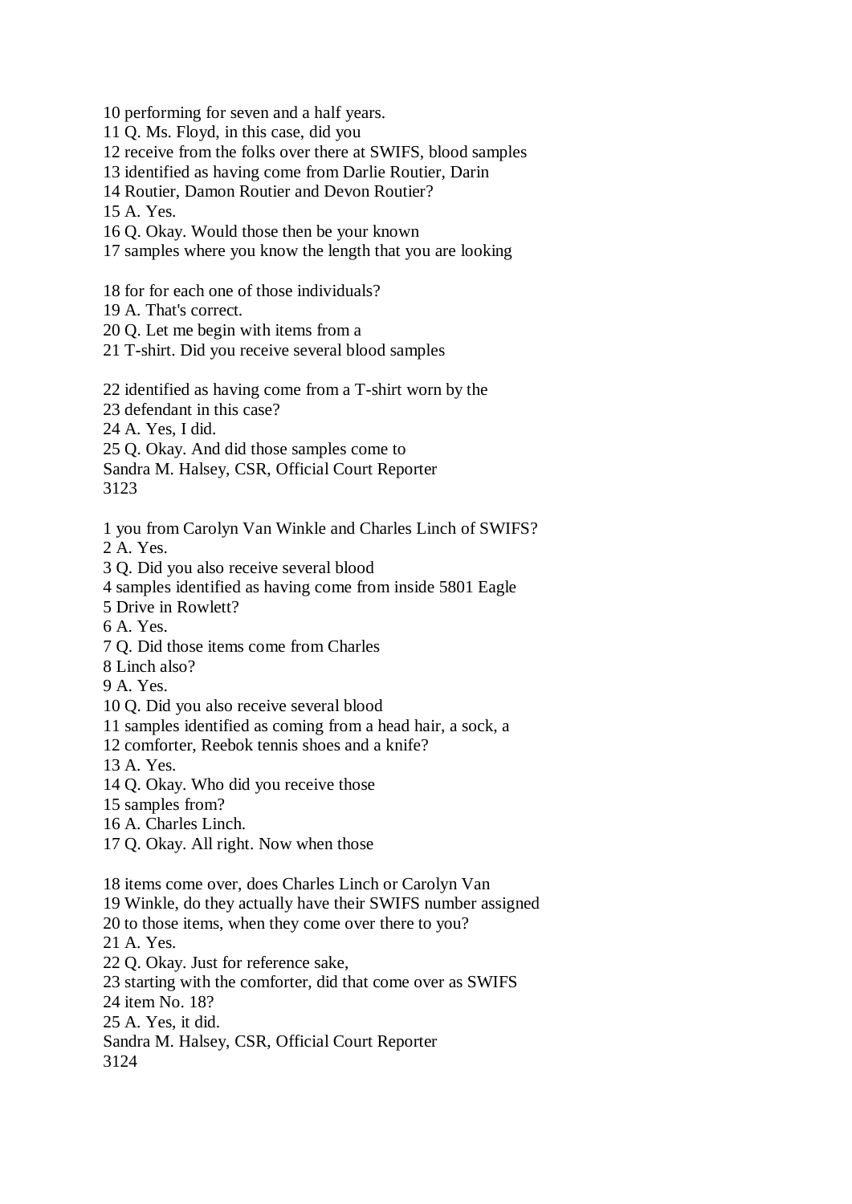10 performing for seven and a half years.
11 Q. Ms. Floyd, in this case, did you
12 receive from the folks over there at SWIFS, blood samples
13 identified as having come from Darlie Routier, Darin
14 Routier, Damon Routier and Devon Routier?
15 A. Yes.
16 Q. Okay. Would those then be your known
17 samples where you know the length that you are looking

18 for for each one of those individuals?
19 A. That's correct.
20 Q. Let me begin with items from a
21 T-shirt. Did you receive several blood samples

22 identified as having come from a T-shirt worn by the
23 defendant in this case?
24 A. Yes, I did.
25 Q. Okay. And did those samples come to
Sandra M. Halsey, CSR, Official Court Reporter

1 you from Carolyn Van Winkle and Charles Linch of SWIFS?
2 A. Yes.
3 Q. Did you also receive several blood
4 samples identified as having come from inside 5801 Eagle
5 Drive in Rowlett?
6 A. Yes.
7 Q. Did those items come from Charles
8 Linch also?
9 A. Yes.
10 Q. Did you also receive several blood
11 samples identified as coming from a head hair, a sock, a
12 comforter, Reebok tennis shoes and a knife?
13 A. Yes.
14 Q. Okay. Who did you receive those
15 samples from?
16 A. Charles Linch.
17 Q. Okay. All right. Now when those

18 items come over, does Charles Linch or Carolyn Van
19 Winkle, do they actually have their SWIFS number assigned
20 to those items, when they come over there to you?
21 A. Yes.
22 Q. Okay. Just for reference sake,
23 starting with the comforter, did that come over as SWIFS
24 item No. 18?
25 A. Yes, it did.
Sandra M. Halsey, CSR, Official Court Reporter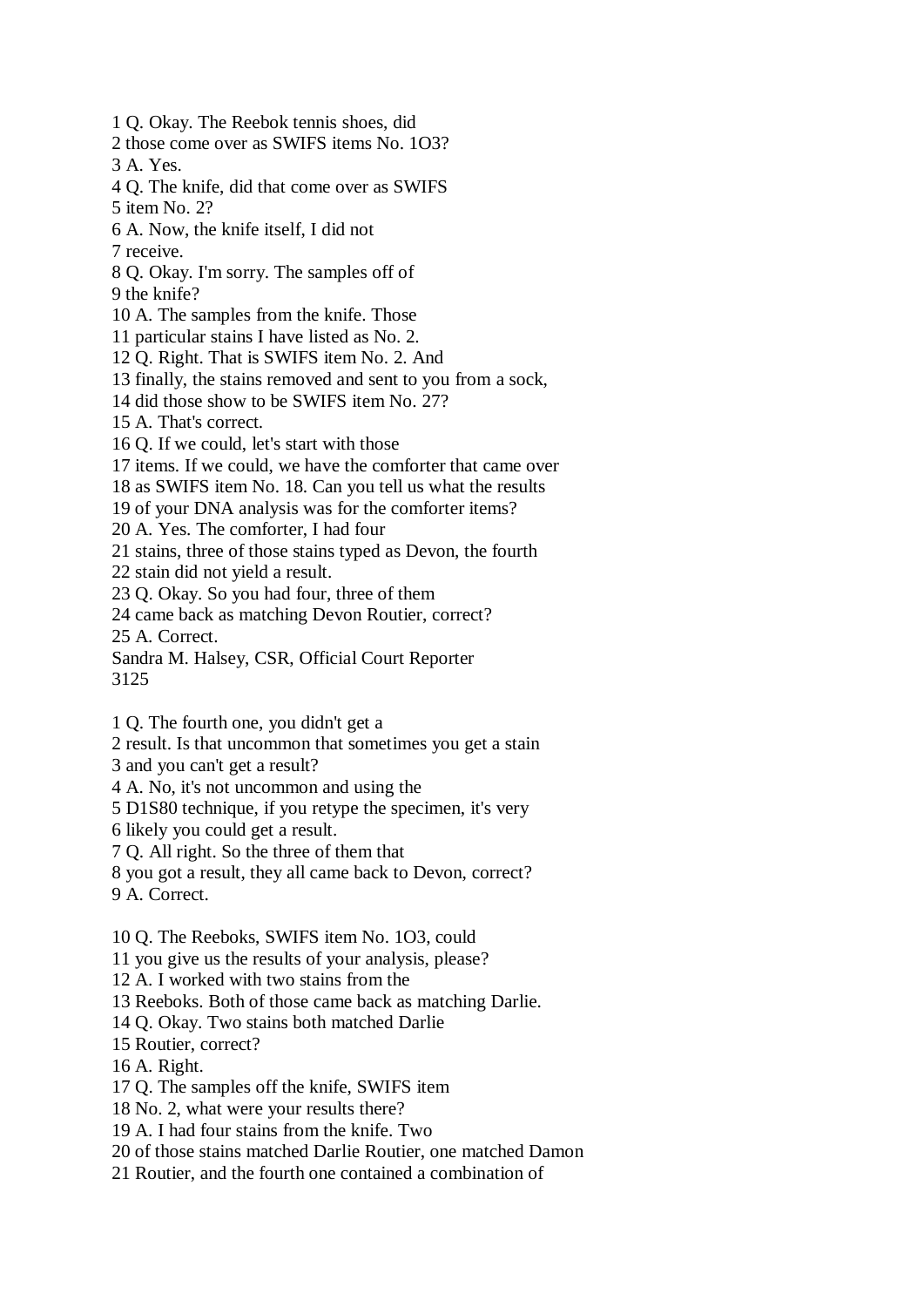1 Q. Okay. The Reebok tennis shoes, did
2 those come over as SWIFS items No. 1O3?
3 A. Yes.
4 Q. The knife, did that come over as SWIFS
5 item No. 2?
6 A. Now, the knife itself, I did not
7 receive.
8 Q. Okay. I'm sorry. The samples off of
9 the knife?
10 A. The samples from the knife. Those
11 particular stains I have listed as No. 2.
12 Q. Right. That is SWIFS item No. 2. And
13 finally, the stains removed and sent to you from a sock,
14 did those show to be SWIFS item No. 27?
15 A. That's correct.
16 Q. If we could, let's start with those
17 items. If we could, we have the comforter that came over
18 as SWIFS item No. 18. Can you tell us what the results
19 of your DNA analysis was for the comforter items?
20 A. Yes. The comforter, I had four
21 stains, three of those stains typed as Devon, the fourth
22 stain did not yield a result.
23 Q. Okay. So you had four, three of them
24 came back as matching Devon Routier, correct?
25 A. Correct.
Sandra M. Halsey, CSR, Official Court Reporter
3125

1 Q. The fourth one, you didn't get a
2 result. Is that uncommon that sometimes you get a stain
3 and you can't get a result?
4 A. No, it's not uncommon and using the
5 D1S80 technique, if you retype the specimen, it's very
6 likely you could get a result.
7 Q. All right. So the three of them that
8 you got a result, they all came back to Devon, correct?
9 A. Correct.

10 Q. The Reeboks, SWIFS item No. 1O3, could
11 you give us the results of your analysis, please?
12 A. I worked with two stains from the
13 Reeboks. Both of those came back as matching Darlie.
14 Q. Okay. Two stains both matched Darlie
15 Routier, correct?
16 A. Right.
17 Q. The samples off the knife, SWIFS item
18 No. 2, what were your results there?
19 A. I had four stains from the knife. Two
20 of those stains matched Darlie Routier, one matched Damon
21 Routier, and the fourth one contained a combination of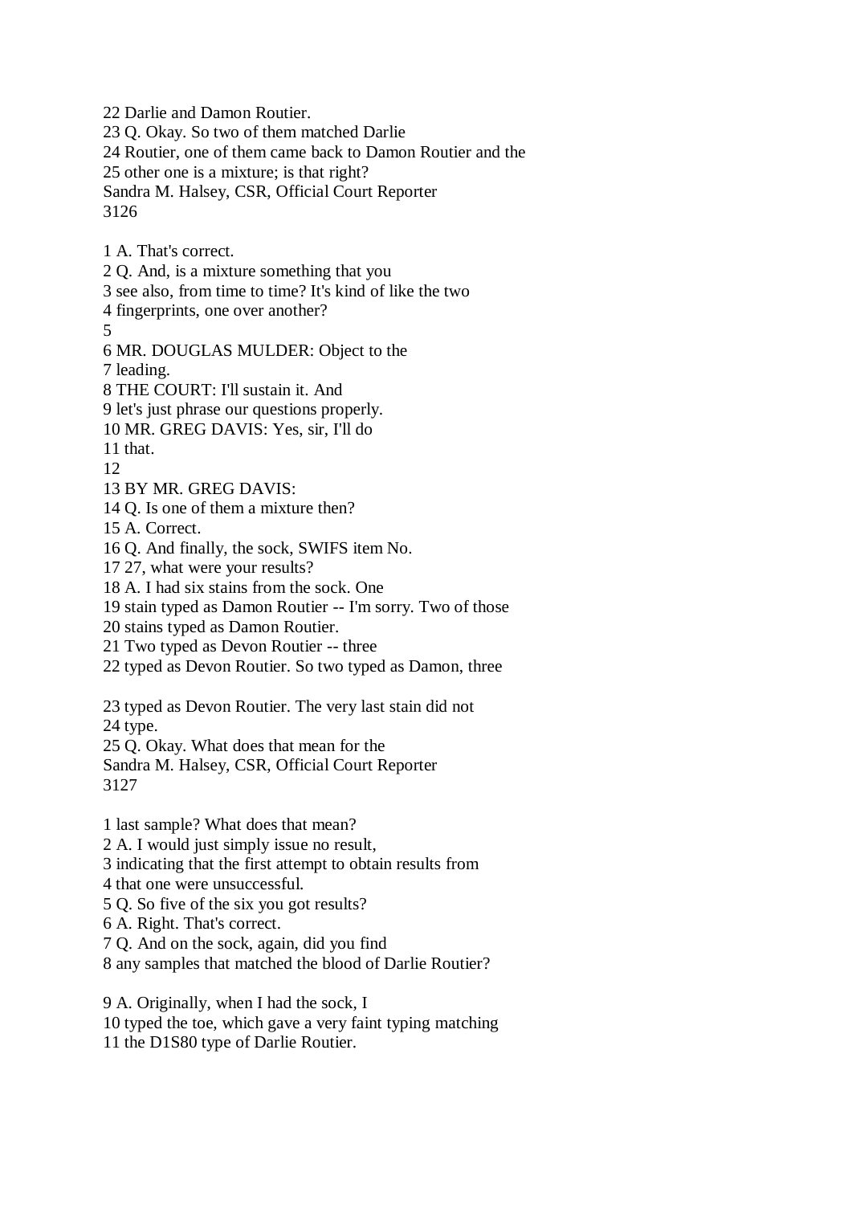22 Darlie and Damon Routier.
23 Q. Okay. So two of them matched Darlie
24 Routier, one of them came back to Damon Routier and the
25 other one is a mixture; is that right?
Sandra M. Halsey, CSR, Official Court Reporter

1 A. That's correct.
2 Q. And, is a mixture something that you
3 see also, from time to time? It's kind of like the two
4 fingerprints, one over another?
5
6 MR. DOUGLAS MULDER: Object to the
7 leading.
8 THE COURT: I'll sustain it. And
9 let's just phrase our questions properly.
10 MR. GREG DAVIS: Yes, sir, I'll do
11 that.
12
13 BY MR. GREG DAVIS:
14 Q. Is one of them a mixture then?
15 A. Correct.
16 Q. And finally, the sock, SWIFS item No.
17 27, what were your results?
18 A. I had six stains from the sock. One
19 stain typed as Damon Routier -- I'm sorry. Two of those
20 stains typed as Damon Routier.
21 Two typed as Devon Routier -- three
22 typed as Devon Routier. So two typed as Damon, three

23 typed as Devon Routier. The very last stain did not
24 type.
25 Q. Okay. What does that mean for the
Sandra M. Halsey, CSR, Official Court Reporter

1 last sample? What does that mean?
2 A. I would just simply issue no result,
3 indicating that the first attempt to obtain results from
4 that one were unsuccessful.
5 Q. So five of the six you got results?
6 A. Right. That's correct.
7 Q. And on the sock, again, did you find
8 any samples that matched the blood of Darlie Routier?

9 A. Originally, when I had the sock, I
10 typed the toe, which gave a very faint typing matching
11 the D1S80 type of Darlie Routier.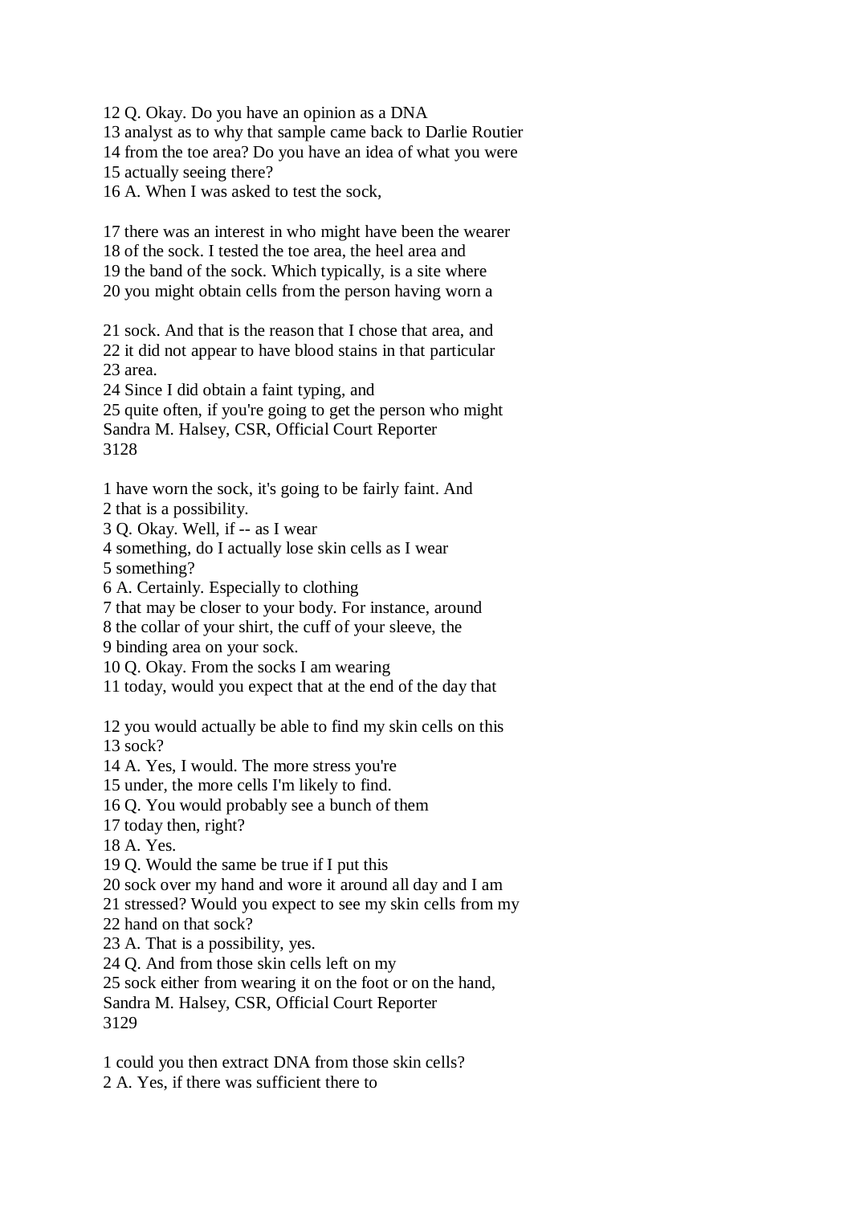12 Q. Okay. Do you have an opinion as a DNA
13 analyst as to why that sample came back to Darlie Routier
14 from the toe area? Do you have an idea of what you were
15 actually seeing there?
16 A. When I was asked to test the sock,

17 there was an interest in who might have been the wearer
18 of the sock. I tested the toe area, the heel area and
19 the band of the sock. Which typically, is a site where
20 you might obtain cells from the person having worn a

21 sock. And that is the reason that I chose that area, and
22 it did not appear to have blood stains in that particular
23 area.
24 Since I did obtain a faint typing, and
25 quite often, if you're going to get the person who might
Sandra M. Halsey, CSR, Official Court Reporter
3128

1 have worn the sock, it's going to be fairly faint. And
2 that is a possibility.
3 Q. Okay. Well, if -- as I wear
4 something, do I actually lose skin cells as I wear
5 something?
6 A. Certainly. Especially to clothing
7 that may be closer to your body. For instance, around
8 the collar of your shirt, the cuff of your sleeve, the
9 binding area on your sock.
10 Q. Okay. From the socks I am wearing
11 today, would you expect that at the end of the day that

12 you would actually be able to find my skin cells on this
13 sock?
14 A. Yes, I would. The more stress you're
15 under, the more cells I'm likely to find.
16 Q. You would probably see a bunch of them
17 today then, right?
18 A. Yes.
19 Q. Would the same be true if I put this
20 sock over my hand and wore it around all day and I am
21 stressed? Would you expect to see my skin cells from my
22 hand on that sock?
23 A. That is a possibility, yes.
24 Q. And from those skin cells left on my
25 sock either from wearing it on the foot or on the hand,
Sandra M. Halsey, CSR, Official Court Reporter
3129

1 could you then extract DNA from those skin cells?
2 A. Yes, if there was sufficient there to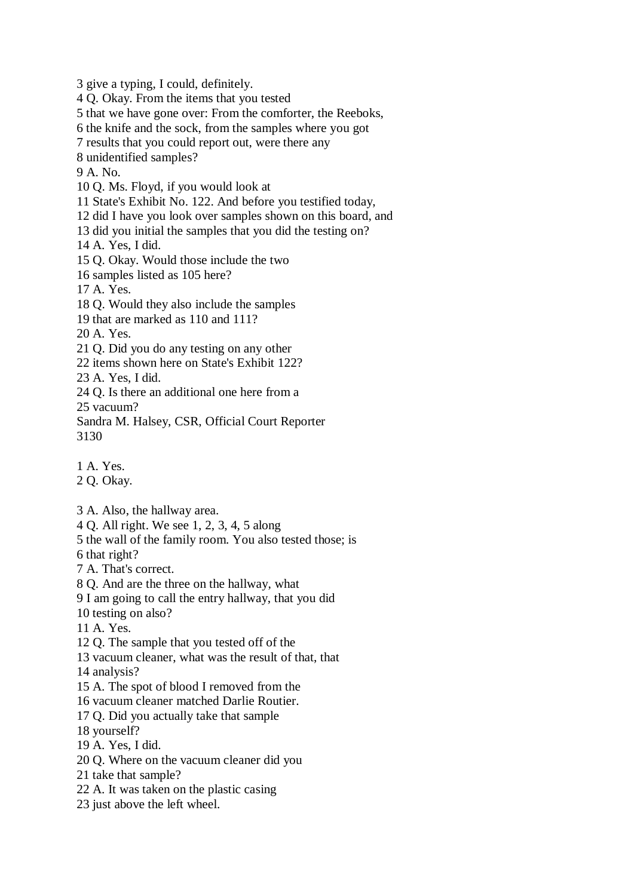3 give a typing, I could, definitely.
4 Q. Okay. From the items that you tested
5 that we have gone over: From the comforter, the Reeboks,
6 the knife and the sock, from the samples where you got
7 results that you could report out, were there any
8 unidentified samples?
9 A. No.
10 Q. Ms. Floyd, if you would look at
11 State's Exhibit No. 122. And before you testified today,
12 did I have you look over samples shown on this board, and
13 did you initial the samples that you did the testing on?
14 A. Yes, I did.
15 Q. Okay. Would those include the two
16 samples listed as 105 here?
17 A. Yes.
18 Q. Would they also include the samples
19 that are marked as 110 and 111?
20 A. Yes.
21 Q. Did you do any testing on any other
22 items shown here on State's Exhibit 122?
23 A. Yes, I did.
24 Q. Is there an additional one here from a
25 vacuum?

1 A. Yes.
2 Q. Okay.

3 A. Also, the hallway area.
4 Q. All right. We see 1, 2, 3, 4, 5 along
5 the wall of the family room. You also tested those; is
6 that right?
7 A. That's correct.
8 Q. And are the three on the hallway, what
9 I am going to call the entry hallway, that you did
10 testing on also?
11 A. Yes.
12 Q. The sample that you tested off of the
13 vacuum cleaner, what was the result of that, that
14 analysis?
15 A. The spot of blood I removed from the
16 vacuum cleaner matched Darlie Routier.
17 Q. Did you actually take that sample
18 yourself?
19 A. Yes, I did.
20 Q. Where on the vacuum cleaner did you
21 take that sample?
22 A. It was taken on the plastic casing
23 just above the left wheel.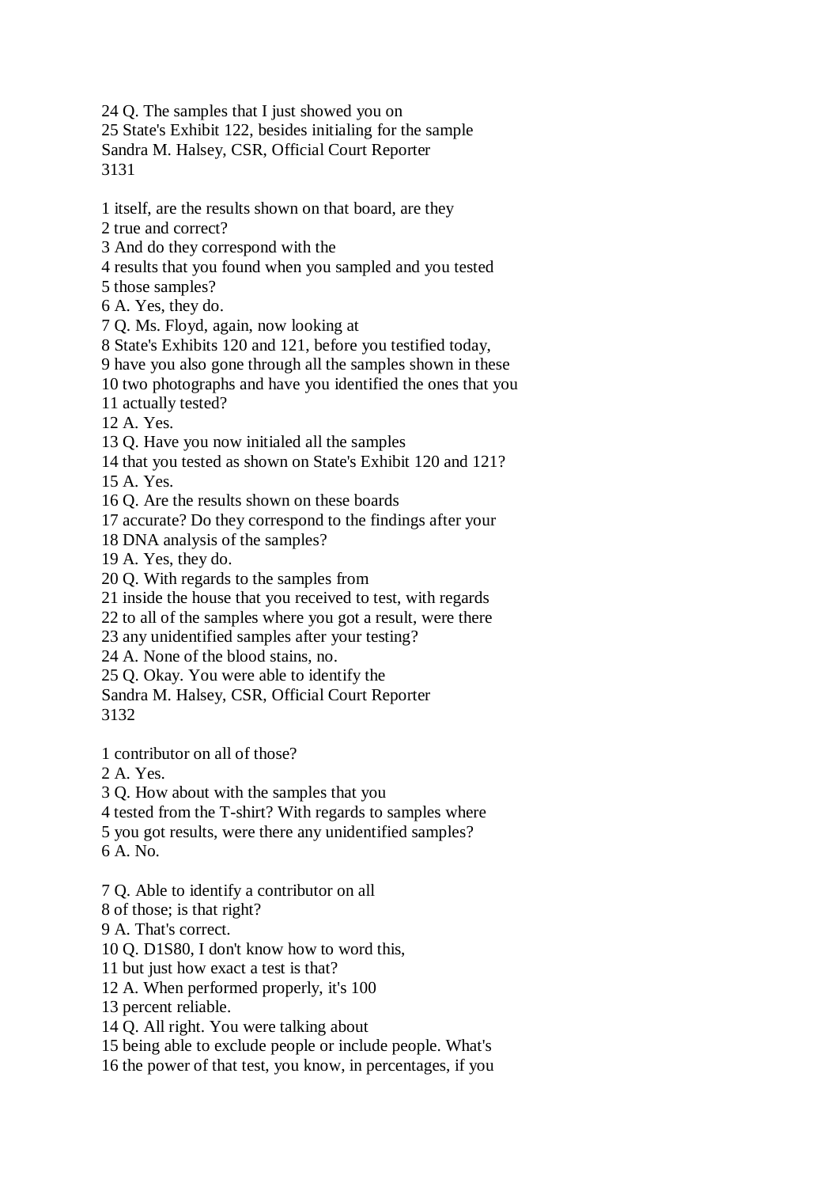24 Q. The samples that I just showed you on
25 State's Exhibit 122, besides initialing for the sample

1 itself, are the results shown on that board, are they
2 true and correct?
3 And do they correspond with the
4 results that you found when you sampled and you tested
5 those samples?
6 A. Yes, they do.
7 Q. Ms. Floyd, again, now looking at
8 State's Exhibits 120 and 121, before you testified today,
9 have you also gone through all the samples shown in these
10 two photographs and have you identified the ones that you
11 actually tested?
12 A. Yes.
13 Q. Have you now initialed all the samples
14 that you tested as shown on State's Exhibit 120 and 121?
15 A. Yes.
16 Q. Are the results shown on these boards
17 accurate? Do they correspond to the findings after your
18 DNA analysis of the samples?
19 A. Yes, they do.
20 Q. With regards to the samples from
21 inside the house that you received to test, with regards
22 to all of the samples where you got a result, were there
23 any unidentified samples after your testing?
24 A. None of the blood stains, no.
25 Q. Okay. You were able to identify the

1 contributor on all of those?
2 A. Yes.
3 Q. How about with the samples that you
4 tested from the T-shirt? With regards to samples where
5 you got results, were there any unidentified samples?
6 A. No.

7 Q. Able to identify a contributor on all
8 of those; is that right?
9 A. That's correct.
10 Q. D1S80, I don't know how to word this,
11 but just how exact a test is that?
12 A. When performed properly, it's 100
13 percent reliable.
14 Q. All right. You were talking about
15 being able to exclude people or include people. What's
16 the power of that test, you know, in percentages, if you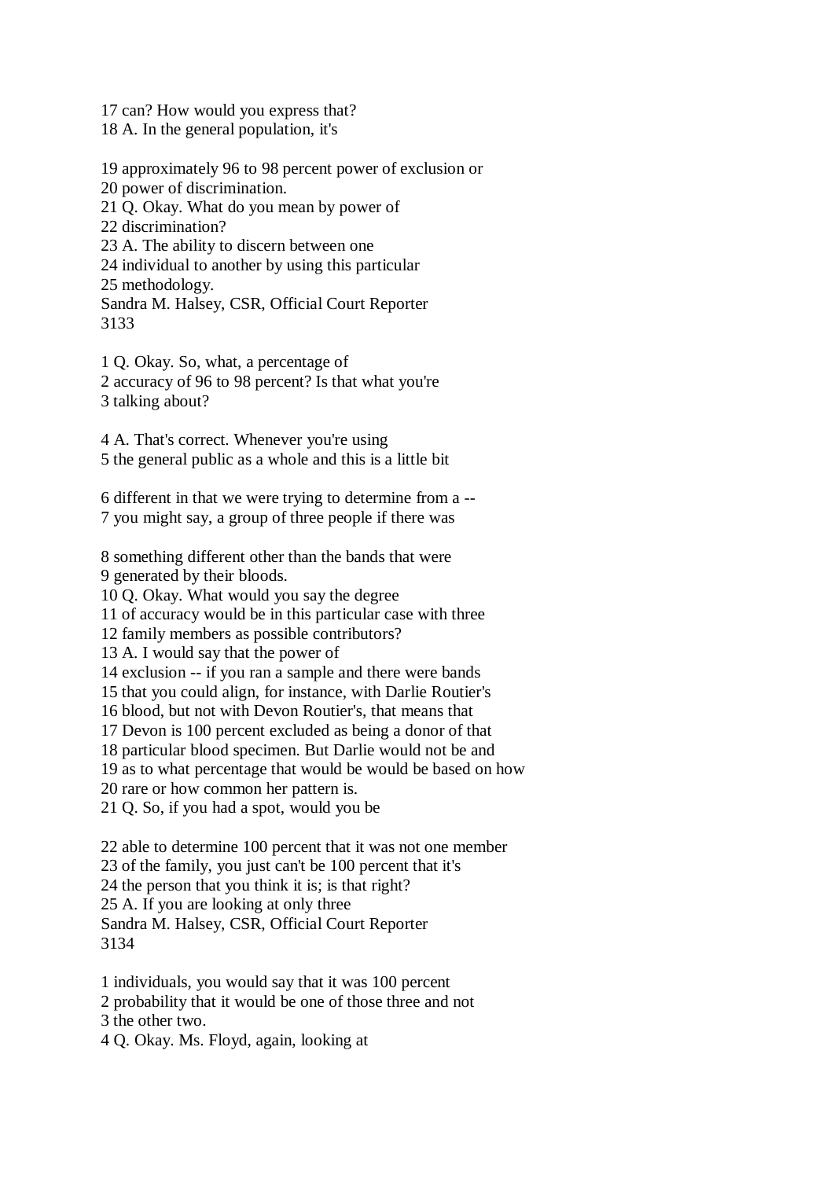17 can? How would you express that?
18 A. In the general population, it's

19 approximately 96 to 98 percent power of exclusion or
20 power of discrimination.
21 Q. Okay. What do you mean by power of
22 discrimination?
23 A. The ability to discern between one
24 individual to another by using this particular
25 methodology.
Sandra M. Halsey, CSR, Official Court Reporter
3133

1 Q. Okay. So, what, a percentage of
2 accuracy of 96 to 98 percent? Is that what you're
3 talking about?

4 A. That's correct. Whenever you're using
5 the general public as a whole and this is a little bit

6 different in that we were trying to determine from a --
7 you might say, a group of three people if there was

8 something different other than the bands that were
9 generated by their bloods.
10 Q. Okay. What would you say the degree
11 of accuracy would be in this particular case with three
12 family members as possible contributors?
13 A. I would say that the power of
14 exclusion -- if you ran a sample and there were bands
15 that you could align, for instance, with Darlie Routier's
16 blood, but not with Devon Routier's, that means that
17 Devon is 100 percent excluded as being a donor of that
18 particular blood specimen. But Darlie would not be and
19 as to what percentage that would be would be based on how
20 rare or how common her pattern is.
21 Q. So, if you had a spot, would you be

22 able to determine 100 percent that it was not one member
23 of the family, you just can't be 100 percent that it's
24 the person that you think it is; is that right?
25 A. If you are looking at only three
Sandra M. Halsey, CSR, Official Court Reporter
3134

1 individuals, you would say that it was 100 percent
2 probability that it would be one of those three and not
3 the other two.
4 Q. Okay. Ms. Floyd, again, looking at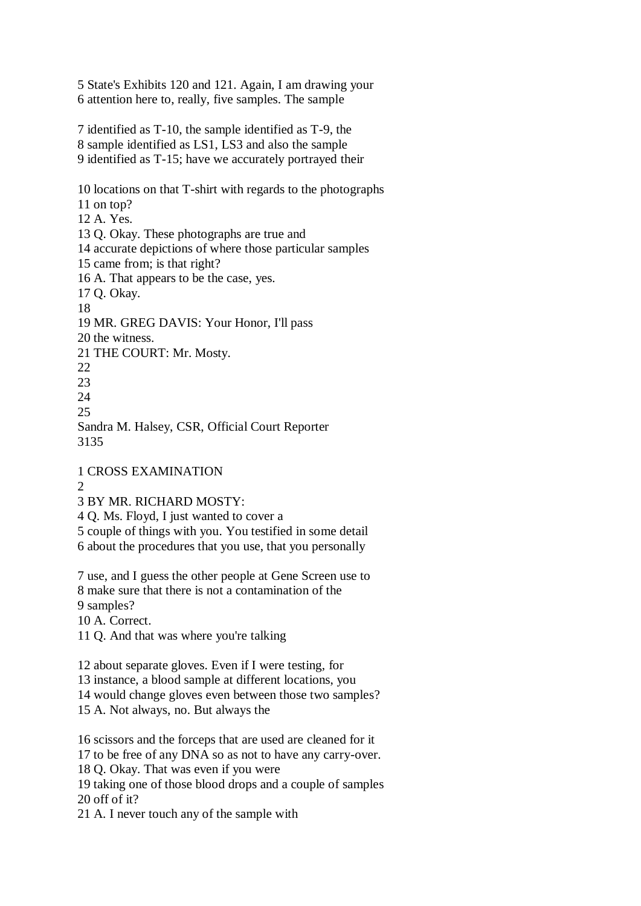5 State's Exhibits 120 and 121. Again, I am drawing your
6 attention here to, really, five samples. The sample

7 identified as T-10, the sample identified as T-9, the
8 sample identified as LS1, LS3 and also the sample
9 identified as T-15; have we accurately portrayed their

10 locations on that T-shirt with regards to the photographs
11 on top?
12 A. Yes.
13 Q. Okay. These photographs are true and
14 accurate depictions of where those particular samples
15 came from; is that right?
16 A. That appears to be the case, yes.
17 Q. Okay.
18
19 MR. GREG DAVIS: Your Honor, I'll pass
20 the witness.
21 THE COURT: Mr. Mosty.
22
23
24
25
Sandra M. Halsey, CSR, Official Court Reporter
3135

1 CROSS EXAMINATION
2
3 BY MR. RICHARD MOSTY:
4 Q. Ms. Floyd, I just wanted to cover a
5 couple of things with you. You testified in some detail
6 about the procedures that you use, that you personally

7 use, and I guess the other people at Gene Screen use to
8 make sure that there is not a contamination of the
9 samples?
10 A. Correct.
11 Q. And that was where you're talking

12 about separate gloves. Even if I were testing, for
13 instance, a blood sample at different locations, you
14 would change gloves even between those two samples?
15 A. Not always, no. But always the

16 scissors and the forceps that are used are cleaned for it
17 to be free of any DNA so as not to have any carry-over.
18 Q. Okay. That was even if you were
19 taking one of those blood drops and a couple of samples
20 off of it?
21 A. I never touch any of the sample with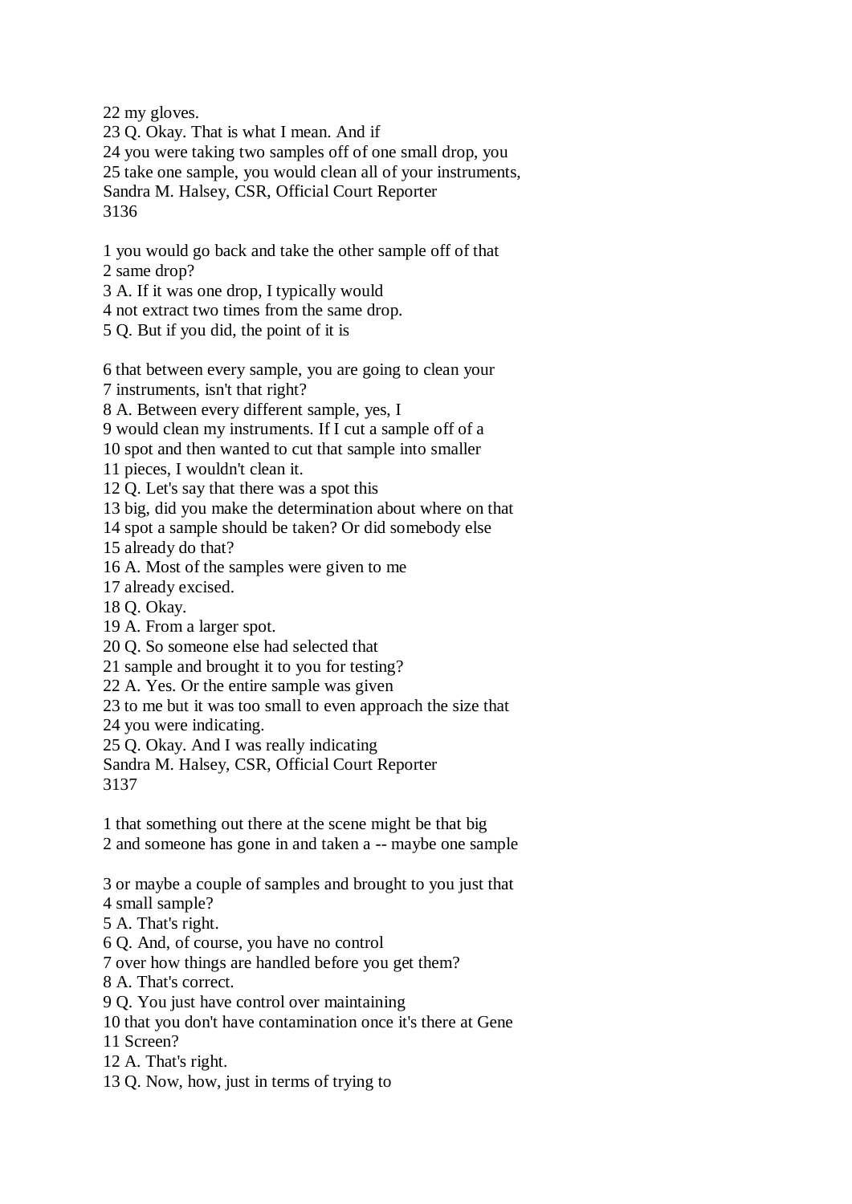22 my gloves.
23 Q. Okay. That is what I mean. And if
24 you were taking two samples off of one small drop, you
25 take one sample, you would clean all of your instruments,
Sandra M. Halsey, CSR, Official Court Reporter

1 you would go back and take the other sample off of that
2 same drop?
3 A. If it was one drop, I typically would
4 not extract two times from the same drop.
5 Q. But if you did, the point of it is

6 that between every sample, you are going to clean your
7 instruments, isn't that right?
8 A. Between every different sample, yes, I
9 would clean my instruments. If I cut a sample off of a
10 spot and then wanted to cut that sample into smaller
11 pieces, I wouldn't clean it.
12 Q. Let's say that there was a spot this
13 big, did you make the determination about where on that
14 spot a sample should be taken? Or did somebody else
15 already do that?
16 A. Most of the samples were given to me
17 already excised.
18 Q. Okay.
19 A. From a larger spot.
20 Q. So someone else had selected that
21 sample and brought it to you for testing?
22 A. Yes. Or the entire sample was given
23 to me but it was too small to even approach the size that
24 you were indicating.
25 Q. Okay. And I was really indicating
Sandra M. Halsey, CSR, Official Court Reporter

1 that something out there at the scene might be that big
2 and someone has gone in and taken a -- maybe one sample

3 or maybe a couple of samples and brought to you just that
4 small sample?
5 A. That's right.
6 Q. And, of course, you have no control
7 over how things are handled before you get them?
8 A. That's correct.
9 Q. You just have control over maintaining
10 that you don't have contamination once it's there at Gene
11 Screen?
12 A. That's right.
13 Q. Now, how, just in terms of trying to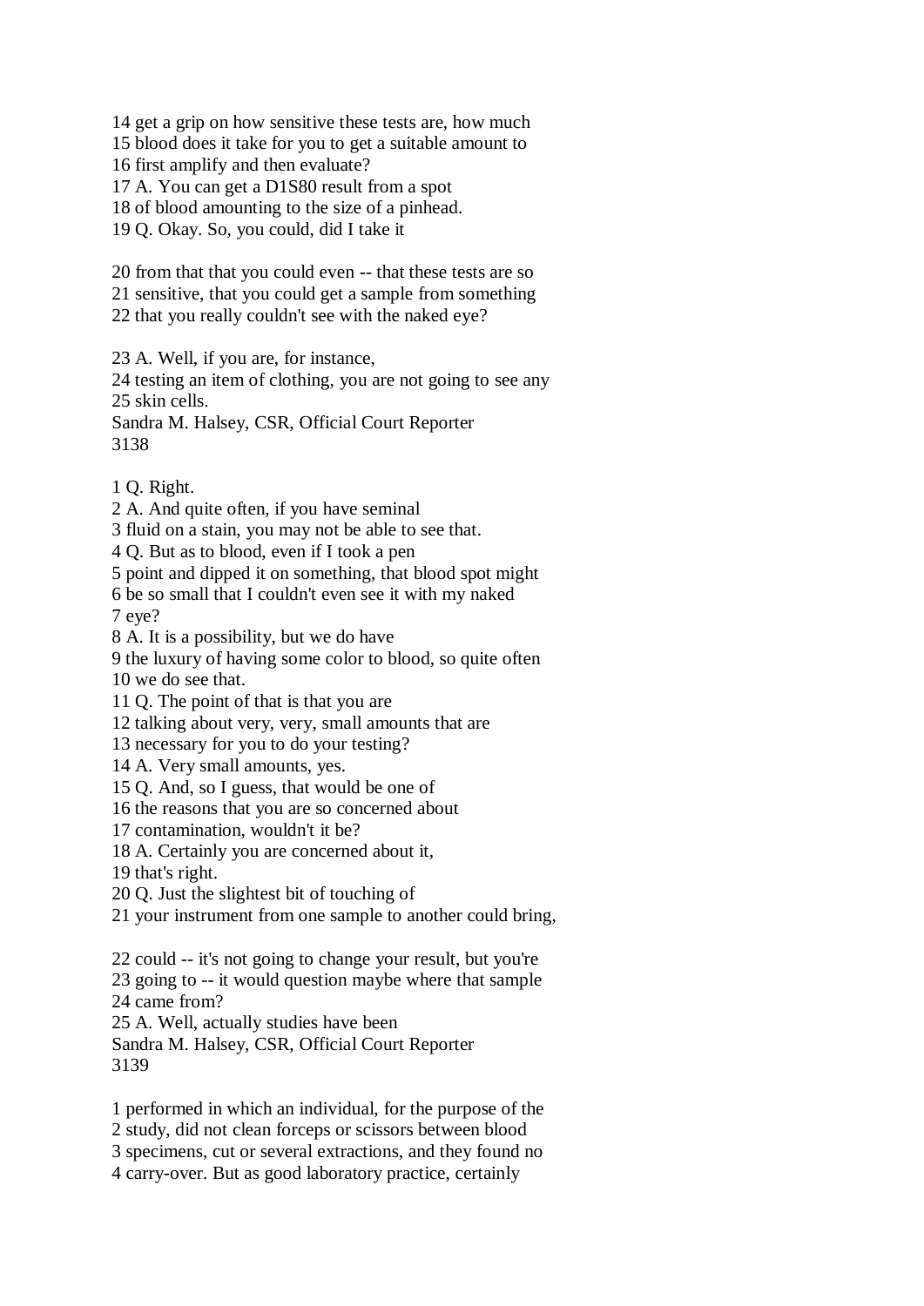14 get a grip on how sensitive these tests are, how much
15 blood does it take for you to get a suitable amount to
16 first amplify and then evaluate?
17 A. You can get a D1S80 result from a spot
18 of blood amounting to the size of a pinhead.
19 Q. Okay. So, you could, did I take it

20 from that that you could even -- that these tests are so
21 sensitive, that you could get a sample from something
22 that you really couldn't see with the naked eye?

23 A. Well, if you are, for instance,
24 testing an item of clothing, you are not going to see any
25 skin cells.
Sandra M. Halsey, CSR, Official Court Reporter
3138

1 Q. Right.
2 A. And quite often, if you have seminal
3 fluid on a stain, you may not be able to see that.
4 Q. But as to blood, even if I took a pen
5 point and dipped it on something, that blood spot might
6 be so small that I couldn't even see it with my naked
7 eye?
8 A. It is a possibility, but we do have
9 the luxury of having some color to blood, so quite often
10 we do see that.
11 Q. The point of that is that you are
12 talking about very, very, small amounts that are
13 necessary for you to do your testing?
14 A. Very small amounts, yes.
15 Q. And, so I guess, that would be one of
16 the reasons that you are so concerned about
17 contamination, wouldn't it be?
18 A. Certainly you are concerned about it,
19 that's right.
20 Q. Just the slightest bit of touching of
21 your instrument from one sample to another could bring,

22 could -- it's not going to change your result, but you're
23 going to -- it would question maybe where that sample
24 came from?
25 A. Well, actually studies have been
Sandra M. Halsey, CSR, Official Court Reporter
3139

1 performed in which an individual, for the purpose of the
2 study, did not clean forceps or scissors between blood
3 specimens, cut or several extractions, and they found no
4 carry-over. But as good laboratory practice, certainly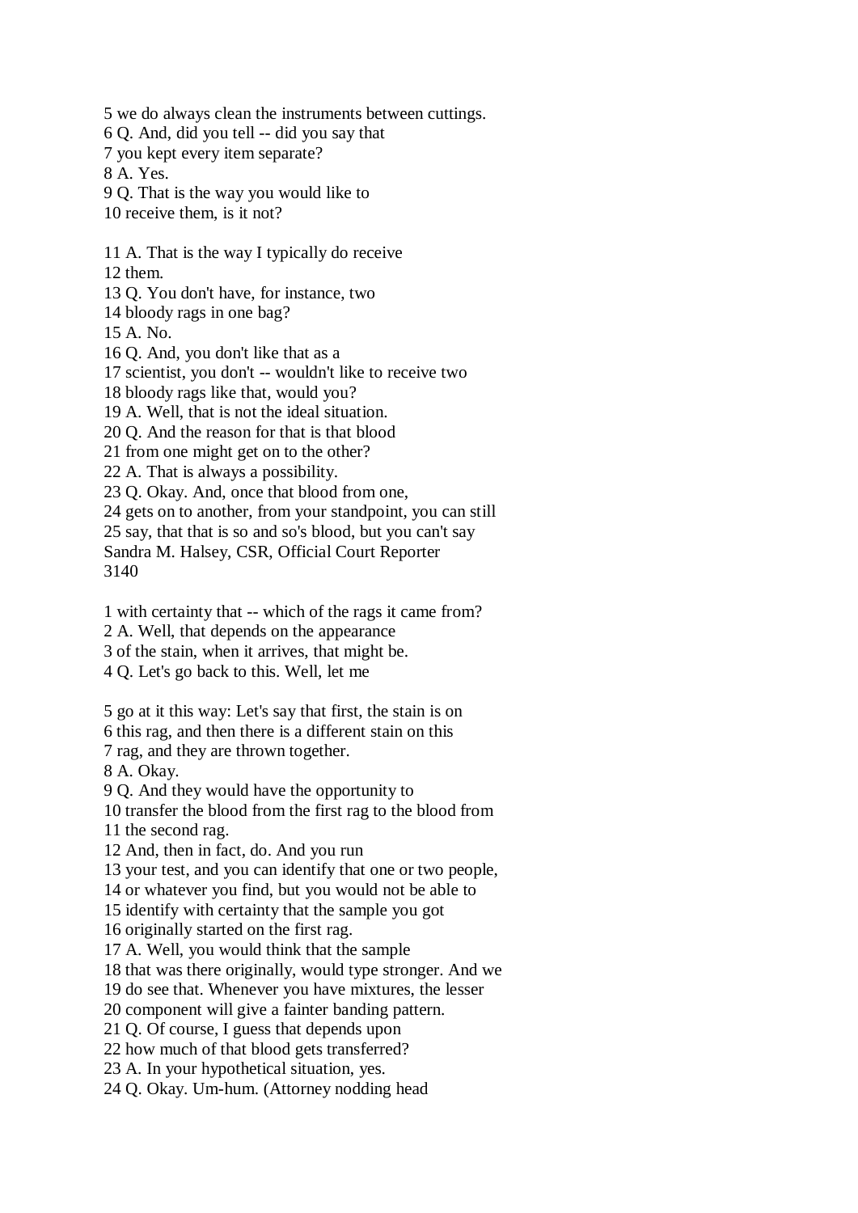5 we do always clean the instruments between cuttings.
6 Q. And, did you tell -- did you say that
7 you kept every item separate?
8 A. Yes.
9 Q. That is the way you would like to
10 receive them, is it not?

11 A. That is the way I typically do receive
12 them.
13 Q. You don't have, for instance, two
14 bloody rags in one bag?
15 A. No.
16 Q. And, you don't like that as a
17 scientist, you don't -- wouldn't like to receive two
18 bloody rags like that, would you?
19 A. Well, that is not the ideal situation.
20 Q. And the reason for that is that blood
21 from one might get on to the other?
22 A. That is always a possibility.
23 Q. Okay. And, once that blood from one,
24 gets on to another, from your standpoint, you can still
25 say, that that is so and so's blood, but you can't say
Sandra M. Halsey, CSR, Official Court Reporter
3140

1 with certainty that -- which of the rags it came from?
2 A. Well, that depends on the appearance
3 of the stain, when it arrives, that might be.
4 Q. Let's go back to this. Well, let me

5 go at it this way: Let's say that first, the stain is on
6 this rag, and then there is a different stain on this
7 rag, and they are thrown together.
8 A. Okay.
9 Q. And they would have the opportunity to
10 transfer the blood from the first rag to the blood from
11 the second rag.
12 And, then in fact, do. And you run
13 your test, and you can identify that one or two people,
14 or whatever you find, but you would not be able to
15 identify with certainty that the sample you got
16 originally started on the first rag.
17 A. Well, you would think that the sample
18 that was there originally, would type stronger. And we
19 do see that. Whenever you have mixtures, the lesser
20 component will give a fainter banding pattern.
21 Q. Of course, I guess that depends upon
22 how much of that blood gets transferred?
23 A. In your hypothetical situation, yes.
24 Q. Okay. Um-hum. (Attorney nodding head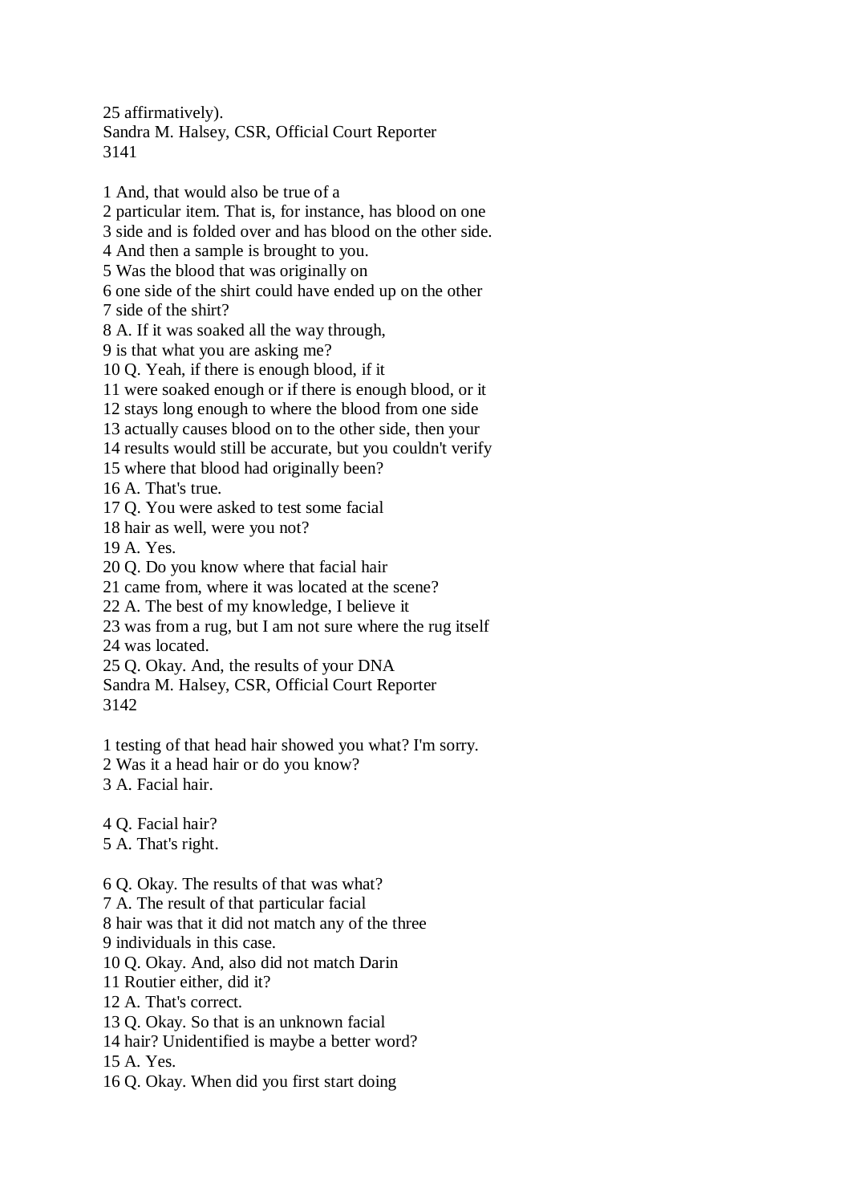25 affirmatively).

1 And, that would also be true of a
2 particular item. That is, for instance, has blood on one
3 side and is folded over and has blood on the other side.
4 And then a sample is brought to you.
5 Was the blood that was originally on
6 one side of the shirt could have ended up on the other
7 side of the shirt?
8 A. If it was soaked all the way through,
9 is that what you are asking me?
10 Q. Yeah, if there is enough blood, if it
11 were soaked enough or if there is enough blood, or it
12 stays long enough to where the blood from one side
13 actually causes blood on to the other side, then your
14 results would still be accurate, but you couldn't verify
15 where that blood had originally been?
16 A. That's true.
17 Q. You were asked to test some facial
18 hair as well, were you not?
19 A. Yes.
20 Q. Do you know where that facial hair
21 came from, where it was located at the scene?
22 A. The best of my knowledge, I believe it
23 was from a rug, but I am not sure where the rug itself
24 was located.
25 Q. Okay. And, the results of your DNA

1 testing of that head hair showed you what? I'm sorry.
2 Was it a head hair or do you know?
3 A. Facial hair.

4 Q. Facial hair?
5 A. That's right.

6 Q. Okay. The results of that was what?
7 A. The result of that particular facial
8 hair was that it did not match any of the three
9 individuals in this case.
10 Q. Okay. And, also did not match Darin
11 Routier either, did it?
12 A. That's correct.
13 Q. Okay. So that is an unknown facial
14 hair? Unidentified is maybe a better word?
15 A. Yes.
16 Q. Okay. When did you first start doing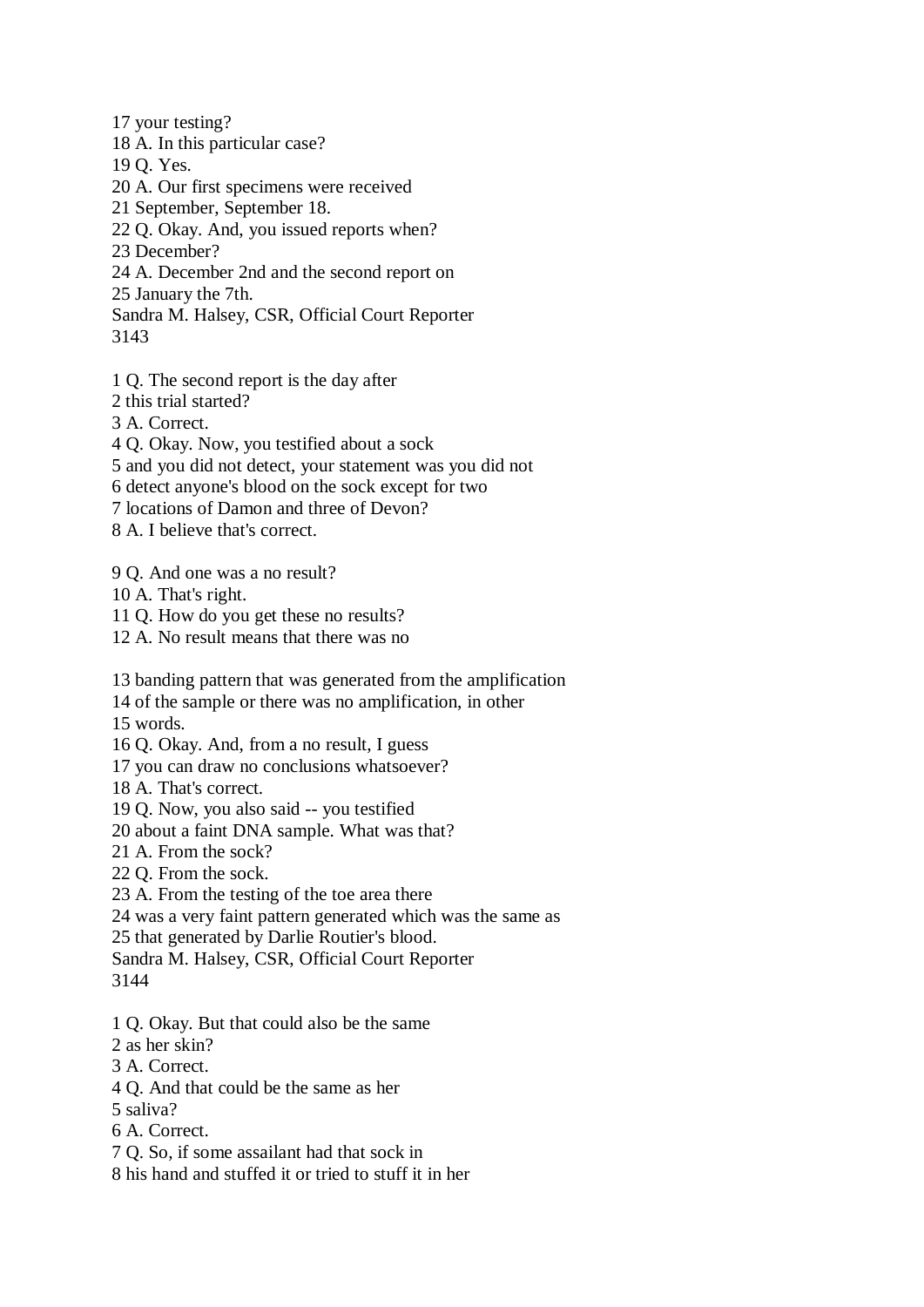17 your testing?
18 A. In this particular case?
19 Q. Yes.
20 A. Our first specimens were received
21 September, September 18.
22 Q. Okay. And, you issued reports when?
23 December?
24 A. December 2nd and the second report on
25 January the 7th.
Sandra M. Halsey, CSR, Official Court Reporter
3143

1 Q. The second report is the day after
2 this trial started?
3 A. Correct.
4 Q. Okay. Now, you testified about a sock
5 and you did not detect, your statement was you did not
6 detect anyone's blood on the sock except for two
7 locations of Damon and three of Devon?
8 A. I believe that's correct.

9 Q. And one was a no result?
10 A. That's right.
11 Q. How do you get these no results?
12 A. No result means that there was no

13 banding pattern that was generated from the amplification
14 of the sample or there was no amplification, in other
15 words.
16 Q. Okay. And, from a no result, I guess
17 you can draw no conclusions whatsoever?
18 A. That's correct.
19 Q. Now, you also said -- you testified
20 about a faint DNA sample. What was that?
21 A. From the sock?
22 Q. From the sock.
23 A. From the testing of the toe area there
24 was a very faint pattern generated which was the same as
25 that generated by Darlie Routier's blood.
Sandra M. Halsey, CSR, Official Court Reporter
3144

1 Q. Okay. But that could also be the same
2 as her skin?
3 A. Correct.
4 Q. And that could be the same as her
5 saliva?
6 A. Correct.
7 Q. So, if some assailant had that sock in
8 his hand and stuffed it or tried to stuff it in her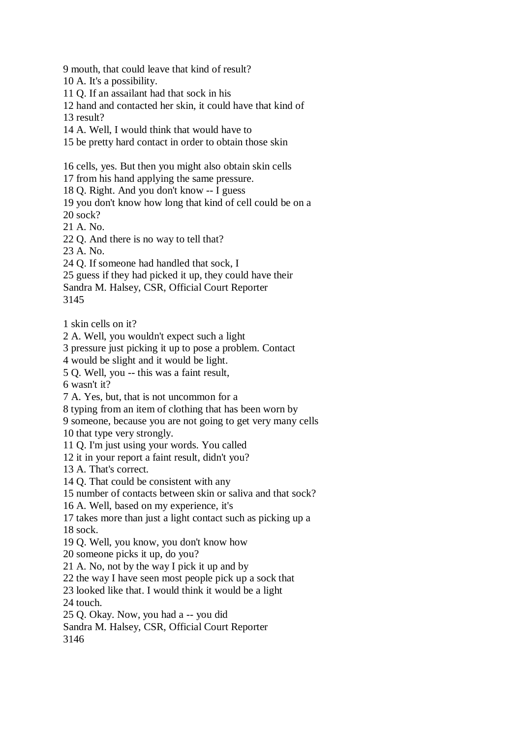9 mouth, that could leave that kind of result?
10 A. It's a possibility.
11 Q. If an assailant had that sock in his
12 hand and contacted her skin, it could have that kind of
13 result?
14 A. Well, I would think that would have to
15 be pretty hard contact in order to obtain those skin

16 cells, yes. But then you might also obtain skin cells
17 from his hand applying the same pressure.
18 Q. Right. And you don't know -- I guess
19 you don't know how long that kind of cell could be on a
20 sock?
21 A. No.
22 Q. And there is no way to tell that?
23 A. No.
24 Q. If someone had handled that sock, I
25 guess if they had picked it up, they could have their
Sandra M. Halsey, CSR, Official Court Reporter
3145

1 skin cells on it?
2 A. Well, you wouldn't expect such a light
3 pressure just picking it up to pose a problem. Contact
4 would be slight and it would be light.
5 Q. Well, you -- this was a faint result,
6 wasn't it?
7 A. Yes, but, that is not uncommon for a
8 typing from an item of clothing that has been worn by
9 someone, because you are not going to get very many cells
10 that type very strongly.
11 Q. I'm just using your words. You called
12 it in your report a faint result, didn't you?
13 A. That's correct.
14 Q. That could be consistent with any
15 number of contacts between skin or saliva and that sock?
16 A. Well, based on my experience, it's
17 takes more than just a light contact such as picking up a
18 sock.
19 Q. Well, you know, you don't know how
20 someone picks it up, do you?
21 A. No, not by the way I pick it up and by
22 the way I have seen most people pick up a sock that
23 looked like that. I would think it would be a light
24 touch.
25 Q. Okay. Now, you had a -- you did
Sandra M. Halsey, CSR, Official Court Reporter
3146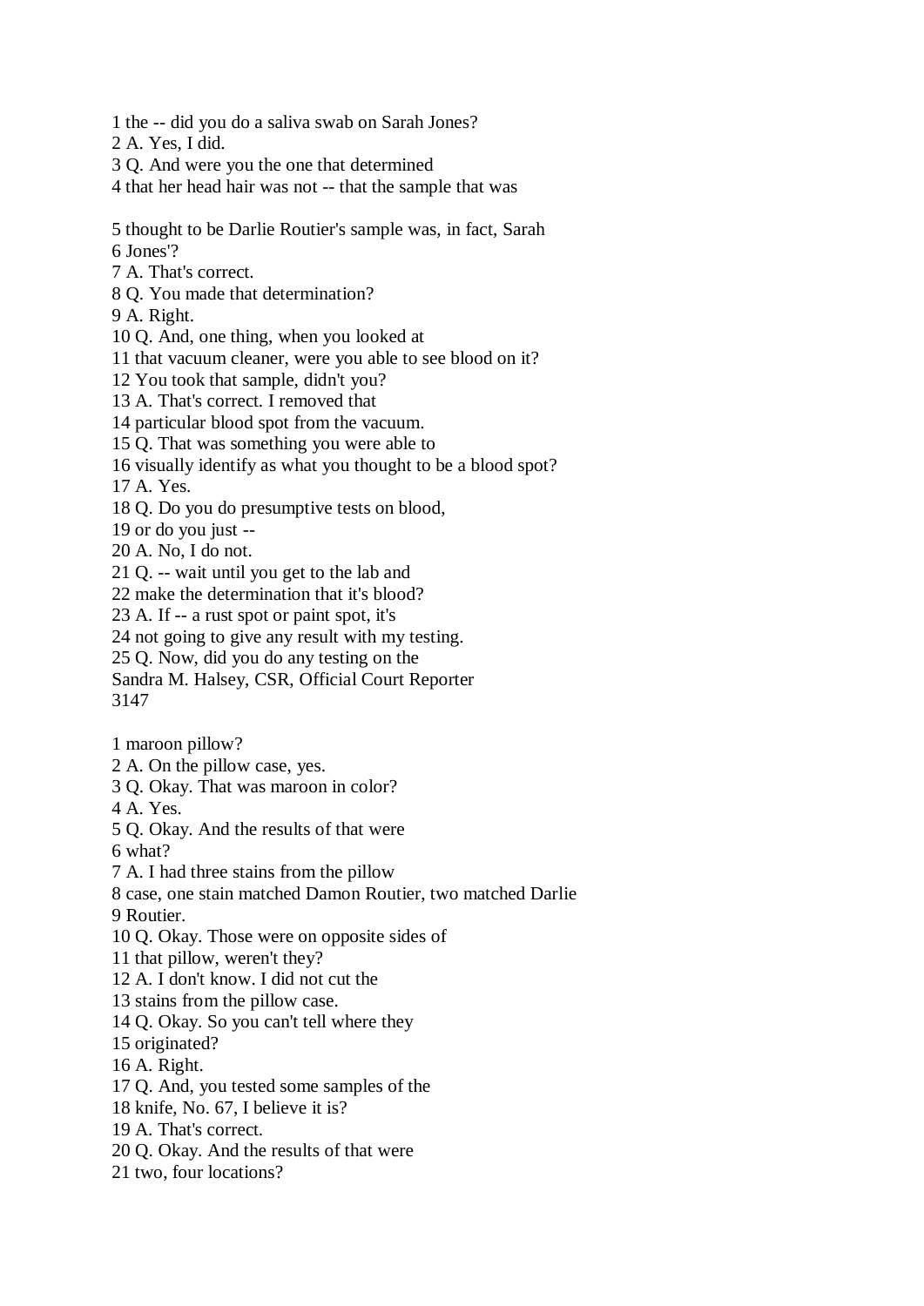1 the -- did you do a saliva swab on Sarah Jones?
2 A. Yes, I did.
3 Q. And were you the one that determined
4 that her head hair was not -- that the sample that was

5 thought to be Darlie Routier's sample was, in fact, Sarah
6 Jones'?
7 A. That's correct.
8 Q. You made that determination?
9 A. Right.
10 Q. And, one thing, when you looked at
11 that vacuum cleaner, were you able to see blood on it?
12 You took that sample, didn't you?
13 A. That's correct. I removed that
14 particular blood spot from the vacuum.
15 Q. That was something you were able to
16 visually identify as what you thought to be a blood spot?
17 A. Yes.
18 Q. Do you do presumptive tests on blood,
19 or do you just --
20 A. No, I do not.
21 Q. -- wait until you get to the lab and
22 make the determination that it's blood?
23 A. If -- a rust spot or paint spot, it's
24 not going to give any result with my testing.
25 Q. Now, did you do any testing on the
Sandra M. Halsey, CSR, Official Court Reporter

1 maroon pillow?
2 A. On the pillow case, yes.
3 Q. Okay. That was maroon in color?
4 A. Yes.
5 Q. Okay. And the results of that were
6 what?
7 A. I had three stains from the pillow
8 case, one stain matched Damon Routier, two matched Darlie
9 Routier.
10 Q. Okay. Those were on opposite sides of
11 that pillow, weren't they?
12 A. I don't know. I did not cut the
13 stains from the pillow case.
14 Q. Okay. So you can't tell where they
15 originated?
16 A. Right.
17 Q. And, you tested some samples of the
18 knife, No. 67, I believe it is?
19 A. That's correct.
20 Q. Okay. And the results of that were
21 two, four locations?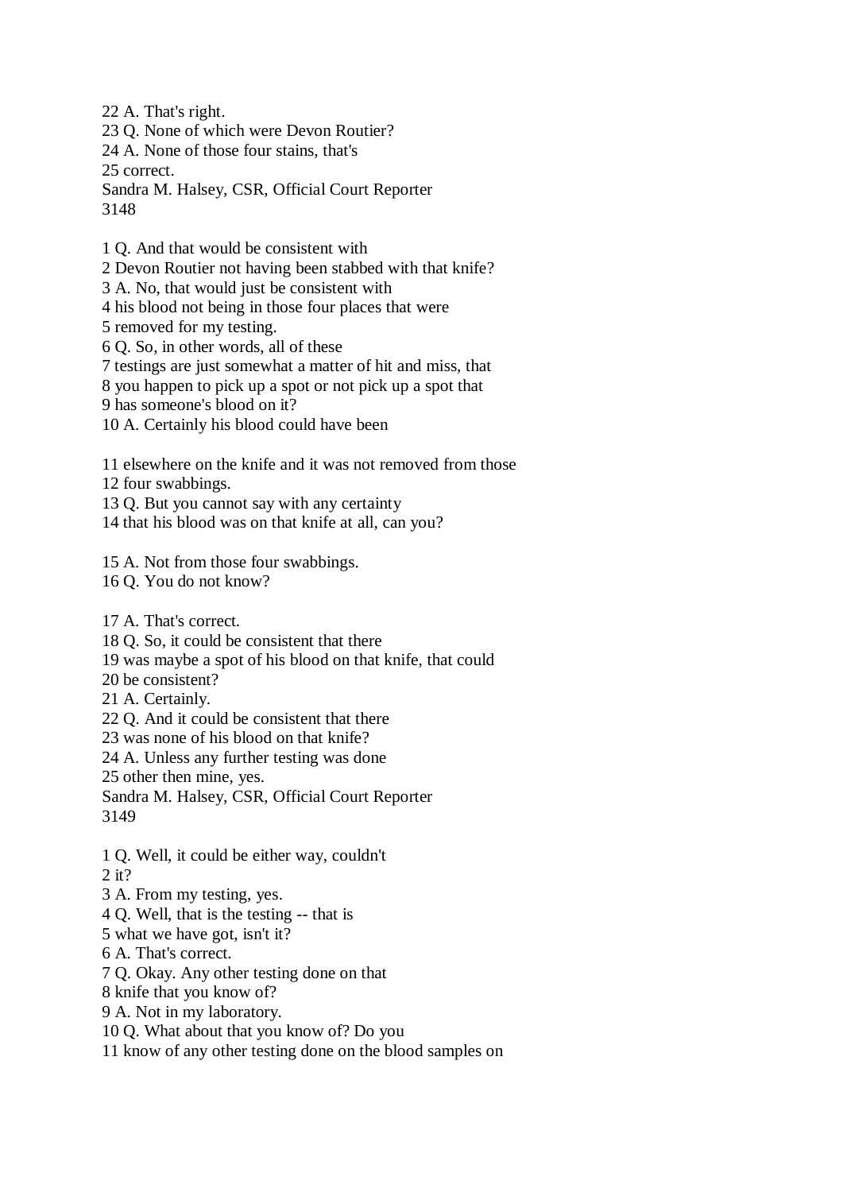22 A. That's right.
23 Q. None of which were Devon Routier?
24 A. None of those four stains, that's
25 correct.

1 Q. And that would be consistent with
2 Devon Routier not having been stabbed with that knife?
3 A. No, that would just be consistent with
4 his blood not being in those four places that were
5 removed for my testing.
6 Q. So, in other words, all of these
7 testings are just somewhat a matter of hit and miss, that
8 you happen to pick up a spot or not pick up a spot that
9 has someone's blood on it?
10 A. Certainly his blood could have been

11 elsewhere on the knife and it was not removed from those
12 four swabbings.
13 Q. But you cannot say with any certainty
14 that his blood was on that knife at all, can you?

15 A. Not from those four swabbings.
16 Q. You do not know?

17 A. That's correct.
18 Q. So, it could be consistent that there
19 was maybe a spot of his blood on that knife, that could
20 be consistent?
21 A. Certainly.
22 Q. And it could be consistent that there
23 was none of his blood on that knife?
24 A. Unless any further testing was done
25 other then mine, yes.

1 Q. Well, it could be either way, couldn't
2 it?
3 A. From my testing, yes.
4 Q. Well, that is the testing -- that is
5 what we have got, isn't it?
6 A. That's correct.
7 Q. Okay. Any other testing done on that
8 knife that you know of?
9 A. Not in my laboratory.
10 Q. What about that you know of? Do you
11 know of any other testing done on the blood samples on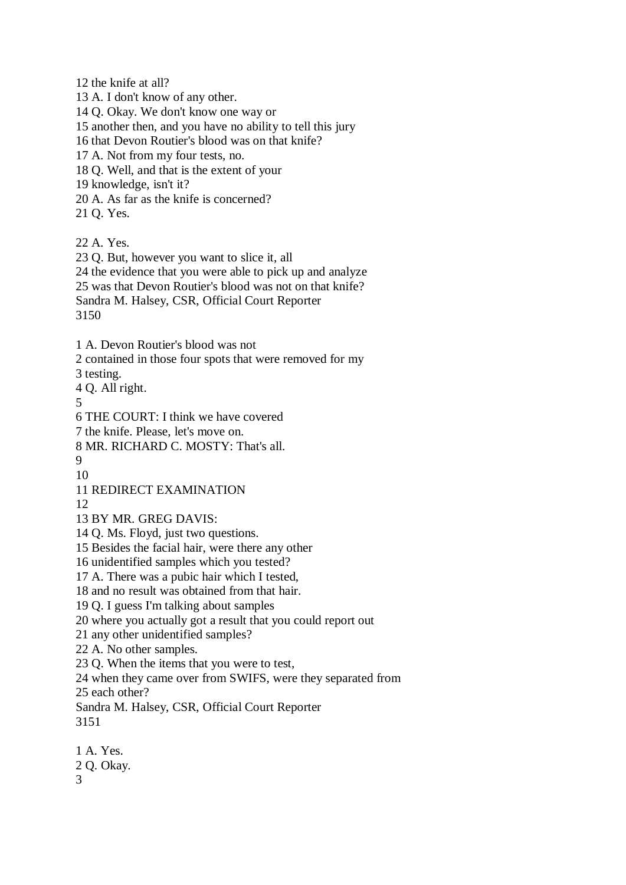12 the knife at all?
13 A. I don't know of any other.
14 Q. Okay. We don't know one way or
15 another then, and you have no ability to tell this jury
16 that Devon Routier's blood was on that knife?
17 A. Not from my four tests, no.
18 Q. Well, and that is the extent of your
19 knowledge, isn't it?
20 A. As far as the knife is concerned?
21 Q. Yes.

22 A. Yes.
23 Q. But, however you want to slice it, all
24 the evidence that you were able to pick up and analyze
25 was that Devon Routier's blood was not on that knife?
Sandra M. Halsey, CSR, Official Court Reporter
3150

1 A. Devon Routier's blood was not
2 contained in those four spots that were removed for my
3 testing.
4 Q. All right.
5
6 THE COURT: I think we have covered
7 the knife. Please, let's move on.
8 MR. RICHARD C. MOSTY: That's all.
9
10
11 REDIRECT EXAMINATION
12
13 BY MR. GREG DAVIS:
14 Q. Ms. Floyd, just two questions.
15 Besides the facial hair, were there any other
16 unidentified samples which you tested?
17 A. There was a pubic hair which I tested,
18 and no result was obtained from that hair.
19 Q. I guess I'm talking about samples
20 where you actually got a result that you could report out
21 any other unidentified samples?
22 A. No other samples.
23 Q. When the items that you were to test,
24 when they came over from SWIFS, were they separated from
25 each other?
Sandra M. Halsey, CSR, Official Court Reporter
3151

1 A. Yes.
2 Q. Okay.
3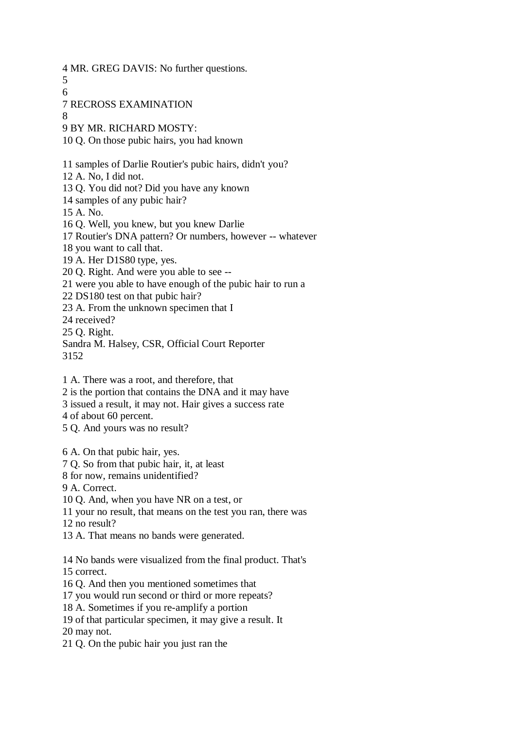4 MR. GREG DAVIS: No further questions.
5
6
7 RECROSS EXAMINATION
8
9 BY MR. RICHARD MOSTY:
10 Q. On those pubic hairs, you had known

11 samples of Darlie Routier's pubic hairs, didn't you?
12 A. No, I did not.
13 Q. You did not? Did you have any known
14 samples of any pubic hair?
15 A. No.
16 Q. Well, you knew, but you knew Darlie
17 Routier's DNA pattern? Or numbers, however -- whatever
18 you want to call that.
19 A. Her D1S80 type, yes.
20 Q. Right. And were you able to see --
21 were you able to have enough of the pubic hair to run a
22 DS180 test on that pubic hair?
23 A. From the unknown specimen that I
24 received?
25 Q. Right.
Sandra M. Halsey, CSR, Official Court Reporter
3152

1 A. There was a root, and therefore, that
2 is the portion that contains the DNA and it may have
3 issued a result, it may not. Hair gives a success rate
4 of about 60 percent.
5 Q. And yours was no result?

6 A. On that pubic hair, yes.
7 Q. So from that pubic hair, it, at least
8 for now, remains unidentified?
9 A. Correct.
10 Q. And, when you have NR on a test, or
11 your no result, that means on the test you ran, there was
12 no result?
13 A. That means no bands were generated.

14 No bands were visualized from the final product. That's
15 correct.
16 Q. And then you mentioned sometimes that
17 you would run second or third or more repeats?
18 A. Sometimes if you re-amplify a portion
19 of that particular specimen, it may give a result. It
20 may not.
21 Q. On the pubic hair you just ran the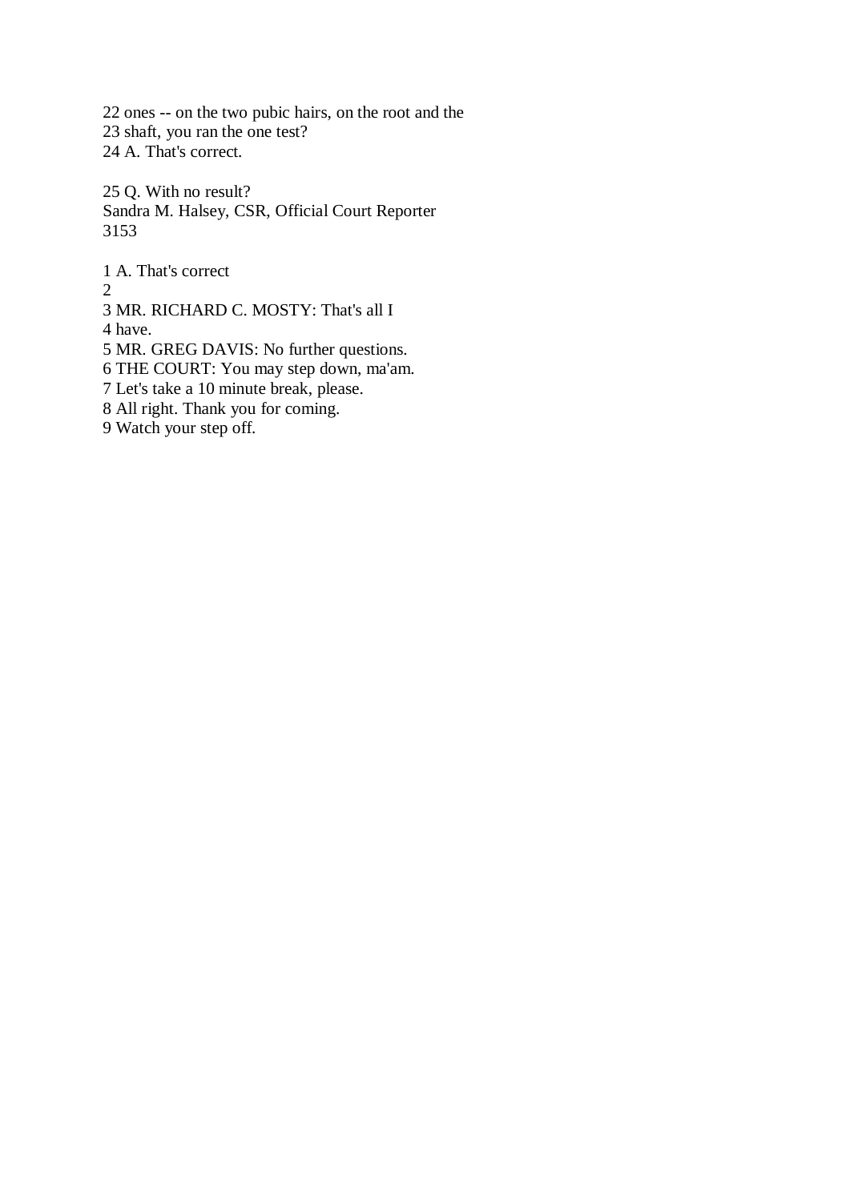22 ones -- on the two pubic hairs, on the root and the
23 shaft, you ran the one test?
24 A. That's correct.

25 Q. With no result?
Sandra M. Halsey, CSR, Official Court Reporter

1 A. That's correct
2
3 MR. RICHARD C. MOSTY: That's all I
4 have.
5 MR. GREG DAVIS: No further questions.
6 THE COURT: You may step down, ma'am.
7 Let's take a 10 minute break, please.
8 All right. Thank you for coming.
9 Watch your step off.